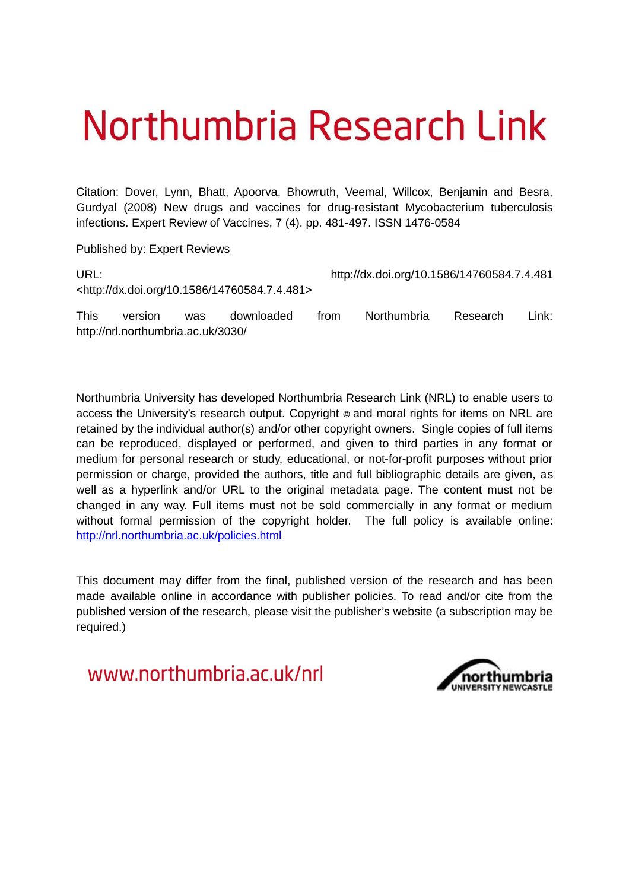# Northumbria Research Link

Citation: Dover, Lynn, Bhatt, Apoorva, Bhowruth, Veemal, Willcox, Benjamin and Besra, Gurdyal (2008) New drugs and vaccines for drug-resistant Mycobacterium tuberculosis infections. Expert Review of Vaccines, 7 (4). pp. 481-497. ISSN 1476-0584

Published by: Expert Reviews

URL: http://dx.doi.org/10.1586/14760584.7.4.481 <http://dx.doi.org/10.1586/14760584.7.4.481>

This version was downloaded from Northumbria Research Link: http://nrl.northumbria.ac.uk/3030/

Northumbria University has developed Northumbria Research Link (NRL) to enable users to access the University's research output. Copyright © and moral rights for items on NRL are retained by the individual author(s) and/or other copyright owners. Single copies of full items can be reproduced, displayed or performed, and given to third parties in any format or medium for personal research or study, educational, or not-for-profit purposes without prior permission or charge, provided the authors, title and full bibliographic details are given, as well as a hyperlink and/or URL to the original metadata page. The content must not be changed in any way. Full items must not be sold commercially in any format or medium without formal permission of the copyright holder. The full policy is available online: http://nrl.northumbria.ac.uk/policies.html

This document may differ from the final, published version of the research and has been made available online in accordance with publisher policies. To read and/or cite from the published version of the research, please visit the publisher's website (a subscription may be required.)

www.northumbria.ac.uk/nrl

northumbria
UNIVERSITY NEWCASTLE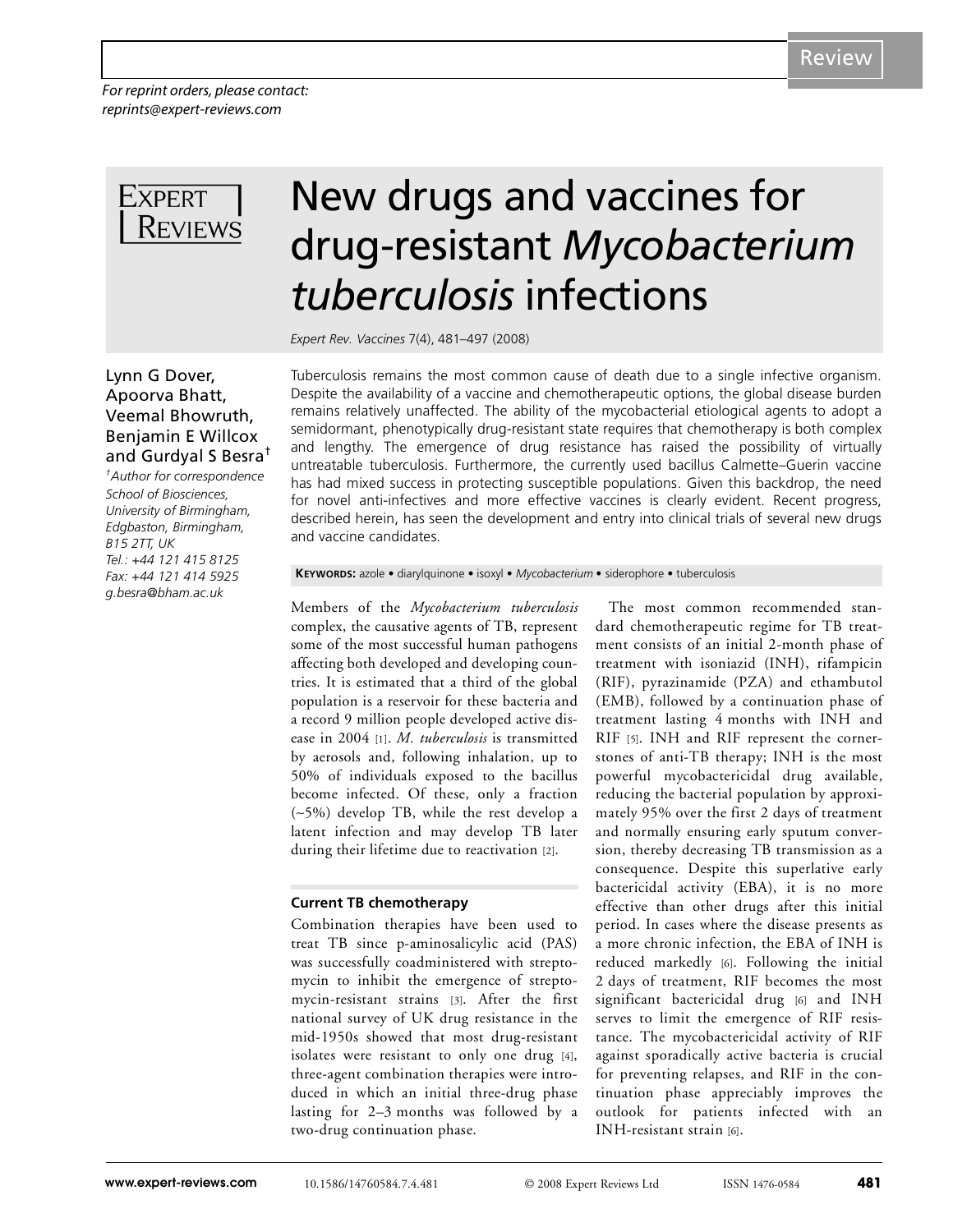For reprint orders, please contact:
reprints@expert-reviews.com

# New drugs and vaccines for drug-resistant *Mycobacterium tuberculosis* infections

*Expert Rev. Vaccines* 7(4), 481–497 (2008)

Lynn G Dover, Apoorva Bhatt, Veemal Bhowruth, Benjamin E Willcox and Gurdyal S Besra[†]

[†]*Author for correspondence*
*School of Biosciences, University of Birmingham, Edgbaston, Birmingham, B15 2TT, UK*
*Tel.: +44 121 415 8125*
*Fax: +44 121 414 5925*
*g.besra@bham.ac.uk*

Tuberculosis remains the most common cause of death due to a single infective organism. Despite the availability of a vaccine and chemotherapeutic options, the global disease burden remains relatively unaffected. The ability of the mycobacterial etiological agents to adopt a semidormant, phenotypically drug-resistant state requires that chemotherapy is both complex and lengthy. The emergence of drug resistance has raised the possibility of virtually untreatable tuberculosis. Furthermore, the currently used bacillus Calmette–Guerin vaccine has had mixed success in protecting susceptible populations. Given this backdrop, the need for novel anti-infectives and more effective vaccines is clearly evident. Recent progress, described herein, has seen the development and entry into clinical trials of several new drugs and vaccine candidates.

**Keywords:** azole • diarylquinone • isoxyl • *Mycobacterium* • siderophore • tuberculosis

Members of the *Mycobacterium tuberculosis* complex, the causative agents of TB, represent some of the most successful human pathogens affecting both developed and developing countries. It is estimated that a third of the global population is a reservoir for these bacteria and a record 9 million people developed active disease in 2004 [1]. *M. tuberculosis* is transmitted by aerosols and, following inhalation, up to 50% of individuals exposed to the bacillus become infected. Of these, only a fraction (~5%) develop TB, while the rest develop a latent infection and may develop TB later during their lifetime due to reactivation [2].

### Current TB chemotherapy

Combination therapies have been used to treat TB since p-aminosalicylic acid (PAS) was successfully coadministered with streptomycin to inhibit the emergence of streptomycin-resistant strains [3]. After the first national survey of UK drug resistance in the mid-1950s showed that most drug-resistant isolates were resistant to only one drug [4], three-agent combination therapies were introduced in which an initial three-drug phase lasting for 2–3 months was followed by a two-drug continuation phase.

The most common recommended standard chemotherapeutic regime for TB treatment consists of an initial 2-month phase of treatment with isoniazid (INH), rifampicin (RIF), pyrazinamide (PZA) and ethambutol (EMB), followed by a continuation phase of treatment lasting 4 months with INH and RIF [5]. INH and RIF represent the cornerstones of anti-TB therapy; INH is the most powerful mycobactericidal drug available, reducing the bacterial population by approximately 95% over the first 2 days of treatment and normally ensuring early sputum conversion, thereby decreasing TB transmission as a consequence. Despite this superlative early bactericidal activity (EBA), it is no more effective than other drugs after this initial period. In cases where the disease presents as a more chronic infection, the EBA of INH is reduced markedly [6]. Following the initial 2 days of treatment, RIF becomes the most significant bactericidal drug [6] and INH serves to limit the emergence of RIF resistance. The mycobactericidal activity of RIF against sporadically active bacteria is crucial for preventing relapses, and RIF in the continuation phase appreciably improves the outlook for patients infected with an INH-resistant strain [6].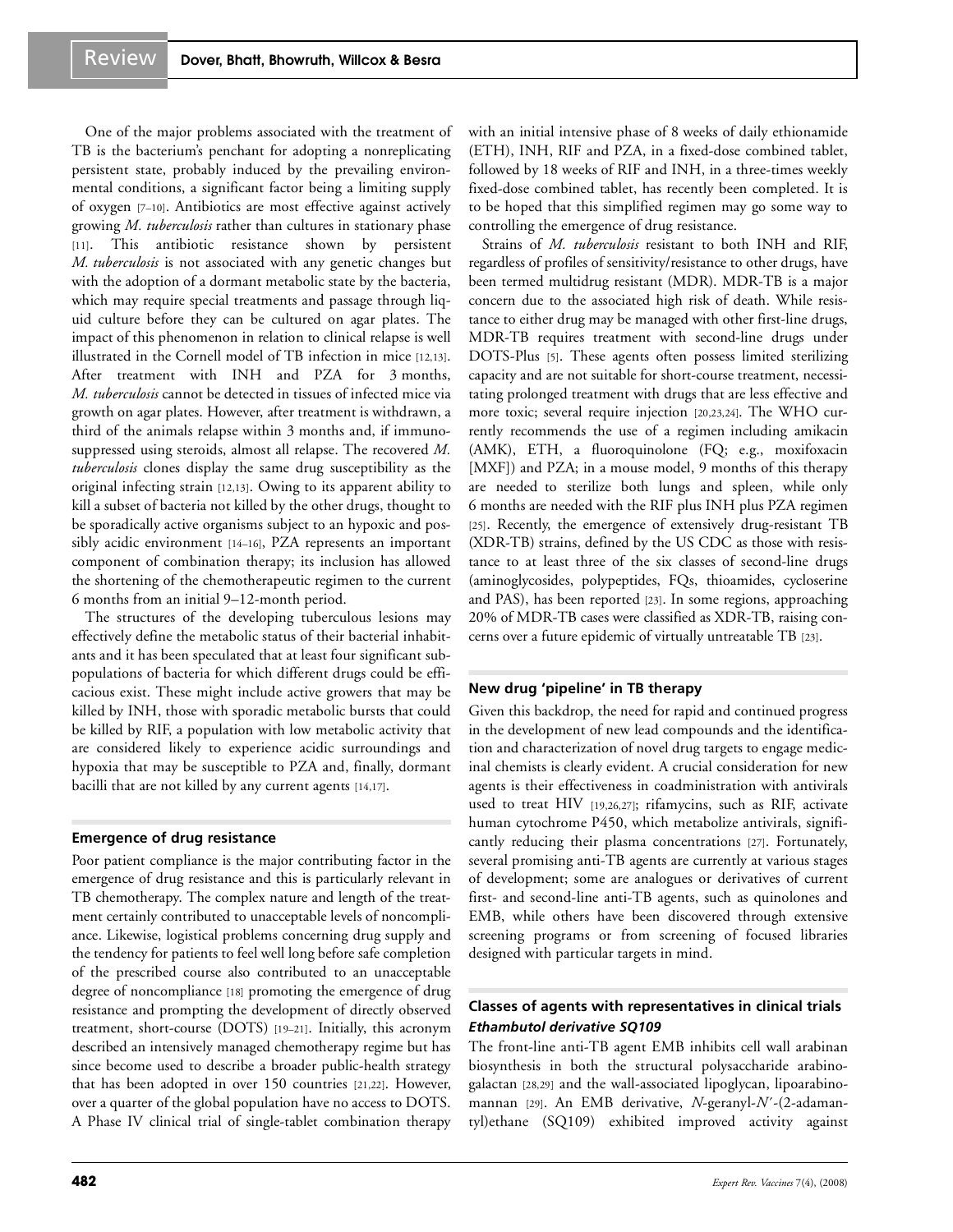One of the major problems associated with the treatment of TB is the bacterium's penchant for adopting a nonreplicating persistent state, probably induced by the prevailing environmental conditions, a significant factor being a limiting supply of oxygen [7–10]. Antibiotics are most effective against actively growing *M. tuberculosis* rather than cultures in stationary phase [11]. This antibiotic resistance shown by persistent *M. tuberculosis* is not associated with any genetic changes but with the adoption of a dormant metabolic state by the bacteria, which may require special treatments and passage through liquid culture before they can be cultured on agar plates. The impact of this phenomenon in relation to clinical relapse is well illustrated in the Cornell model of TB infection in mice [12,13]. After treatment with INH and PZA for 3 months, *M. tuberculosis* cannot be detected in tissues of infected mice via growth on agar plates. However, after treatment is withdrawn, a third of the animals relapse within 3 months and, if immunosuppressed using steroids, almost all relapse. The recovered *M. tuberculosis* clones display the same drug susceptibility as the original infecting strain [12,13]. Owing to its apparent ability to kill a subset of bacteria not killed by the other drugs, thought to be sporadically active organisms subject to an hypoxic and possibly acidic environment [14–16], PZA represents an important component of combination therapy; its inclusion has allowed the shortening of the chemotherapeutic regimen to the current 6 months from an initial 9–12-month period.

The structures of the developing tuberculous lesions may effectively define the metabolic status of their bacterial inhabitants and it has been speculated that at least four significant subpopulations of bacteria for which different drugs could be efficacious exist. These might include active growers that may be killed by INH, those with sporadic metabolic bursts that could be killed by RIF, a population with low metabolic activity that are considered likely to experience acidic surroundings and hypoxia that may be susceptible to PZA and, finally, dormant bacilli that are not killed by any current agents [14,17].

## Emergence of drug resistance

Poor patient compliance is the major contributing factor in the emergence of drug resistance and this is particularly relevant in TB chemotherapy. The complex nature and length of the treatment certainly contributed to unacceptable levels of noncompliance. Likewise, logistical problems concerning drug supply and the tendency for patients to feel well long before safe completion of the prescribed course also contributed to an unacceptable degree of noncompliance [18] promoting the emergence of drug resistance and prompting the development of directly observed treatment, short-course (DOTS) [19–21]. Initially, this acronym described an intensively managed chemotherapy regime but has since become used to describe a broader public-health strategy that has been adopted in over 150 countries [21,22]. However, over a quarter of the global population have no access to DOTS. A Phase IV clinical trial of single-tablet combination therapy with an initial intensive phase of 8 weeks of daily ethionamide (ETH), INH, RIF and PZA, in a fixed-dose combined tablet, followed by 18 weeks of RIF and INH, in a three-times weekly fixed-dose combined tablet, has recently been completed. It is to be hoped that this simplified regimen may go some way to controlling the emergence of drug resistance.

Strains of *M. tuberculosis* resistant to both INH and RIF, regardless of profiles of sensitivity/resistance to other drugs, have been termed multidrug resistant (MDR). MDR-TB is a major concern due to the associated high risk of death. While resistance to either drug may be managed with other first-line drugs, MDR-TB requires treatment with second-line drugs under DOTS-Plus [5]. These agents often possess limited sterilizing capacity and are not suitable for short-course treatment, necessitating prolonged treatment with drugs that are less effective and more toxic; several require injection [20,23,24]. The WHO currently recommends the use of a regimen including amikacin (AMK), ETH, a fluoroquinolone (FQ; e.g., moxifoxacin [MXF]) and PZA; in a mouse model, 9 months of this therapy are needed to sterilize both lungs and spleen, while only 6 months are needed with the RIF plus INH plus PZA regimen [25]. Recently, the emergence of extensively drug-resistant TB (XDR-TB) strains, defined by the US CDC as those with resistance to at least three of the six classes of second-line drugs (aminoglycosides, polypeptides, FQs, thioamides, cycloserine and PAS), has been reported [23]. In some regions, approaching 20% of MDR-TB cases were classified as XDR-TB, raising concerns over a future epidemic of virtually untreatable TB [23].

## New drug 'pipeline' in TB therapy

Given this backdrop, the need for rapid and continued progress in the development of new lead compounds and the identification and characterization of novel drug targets to engage medicinal chemists is clearly evident. A crucial consideration for new agents is their effectiveness in coadministration with antivirals used to treat HIV [19,26,27]; rifamycins, such as RIF, activate human cytochrome P450, which metabolize antivirals, significantly reducing their plasma concentrations [27]. Fortunately, several promising anti-TB agents are currently at various stages of development; some are analogues or derivatives of current first- and second-line anti-TB agents, such as quinolones and EMB, while others have been discovered through extensive screening programs or from screening of focused libraries designed with particular targets in mind.

## Classes of agents with representatives in clinical trials

### *Ethambutol derivative SQ109*

The front-line anti-TB agent EMB inhibits cell wall arabinan biosynthesis in both the structural polysaccharide arabinogalactan [28,29] and the wall-associated lipoglycan, lipoarabinomannan [29]. An EMB derivative, *N*-geranyl-*N'*-(2-adamantyl)ethane (SQ109) exhibited improved activity against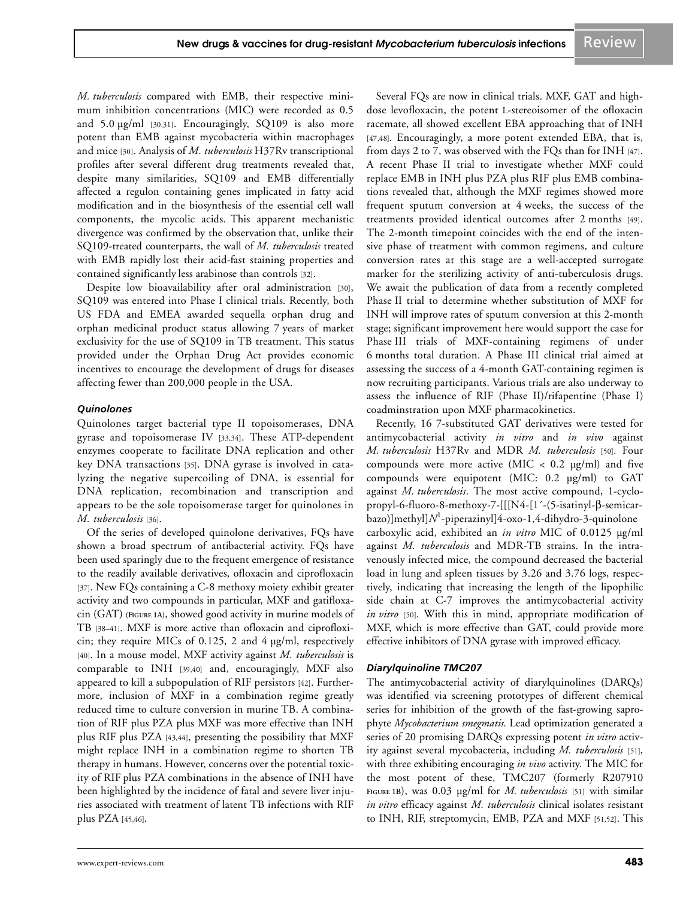*M. tuberculosis* compared with EMB, their respective minimum inhibition concentrations (MIC) were recorded as 0.5 and 5.0 µg/ml [30,31]. Encouragingly, SQ109 is also more potent than EMB against mycobacteria within macrophages and mice [30]. Analysis of *M. tuberculosis* H37Rv transcriptional profiles after several different drug treatments revealed that, despite many similarities, SQ109 and EMB differentially affected a regulon containing genes implicated in fatty acid modification and in the biosynthesis of the essential cell wall components, the mycolic acids. This apparent mechanistic divergence was confirmed by the observation that, unlike their SQ109-treated counterparts, the wall of *M. tuberculosis* treated with EMB rapidly lost their acid-fast staining properties and contained significantly less arabinose than controls [32].

Despite low bioavailability after oral administration [30], SQ109 was entered into Phase I clinical trials. Recently, both US FDA and EMEA awarded sequella orphan drug and orphan medicinal product status allowing 7 years of market exclusivity for the use of SQ109 in TB treatment. This status provided under the Orphan Drug Act provides economic incentives to encourage the development of drugs for diseases affecting fewer than 200,000 people in the USA.

### *Quinolones*

Quinolones target bacterial type II topoisomerases, DNA gyrase and topoisomerase IV [33,34]. These ATP-dependent enzymes cooperate to facilitate DNA replication and other key DNA transactions [35]. DNA gyrase is involved in catalyzing the negative supercoiling of DNA, is essential for DNA replication, recombination and transcription and appears to be the sole topoisomerase target for quinolones in *M. tuberculosis* [36].

Of the series of developed quinolone derivatives, FQs have shown a broad spectrum of antibacterial activity. FQs have been used sparingly due to the frequent emergence of resistance to the readily available derivatives, ofloxacin and ciprofloxacin [37]. New FQs containing a C-8 methoxy moiety exhibit greater activity and two compounds in particular, MXF and gatifloxacin (GAT) (Figure 1A), showed good activity in murine models of TB [38–41]. MXF is more active than ofloxacin and ciprofloxicin; they require MICs of 0.125, 2 and 4 µg/ml, respectively [40]. In a mouse model, MXF activity against *M. tuberculosis* is comparable to INH [39,40] and, encouragingly, MXF also appeared to kill a subpopulation of RIF persistors [42]. Furthermore, inclusion of MXF in a combination regime greatly reduced time to culture conversion in murine TB. A combination of RIF plus PZA plus MXF was more effective than INH plus RIF plus PZA [43,44], presenting the possibility that MXF might replace INH in a combination regime to shorten TB therapy in humans. However, concerns over the potential toxicity of RIF plus PZA combinations in the absence of INH have been highlighted by the incidence of fatal and severe liver injuries associated with treatment of latent TB infections with RIF plus PZA [45,46].

Several FQs are now in clinical trials. MXF, GAT and high-dose levofloxacin, the potent L-stereoisomer of the ofloxacin racemate, all showed excellent EBA approaching that of INH [47,48]. Encouragingly, a more potent extended EBA, that is, from days 2 to 7, was observed with the FQs than for INH [47]. A recent Phase II trial to investigate whether MXF could replace EMB in INH plus PZA plus RIF plus EMB combinations revealed that, although the MXF regimes showed more frequent sputum conversion at 4 weeks, the success of the treatments provided identical outcomes after 2 months [49]. The 2-month timepoint coincides with the end of the intensive phase of treatment with common regimens, and culture conversion rates at this stage are a well-accepted surrogate marker for the sterilizing activity of anti-tuberculosis drugs. We await the publication of data from a recently completed Phase II trial to determine whether substitution of MXF for INH will improve rates of sputum conversion at this 2-month stage; significant improvement here would support the case for Phase III trials of MXF-containing regimens of under 6 months total duration. A Phase III clinical trial aimed at assessing the success of a 4-month GAT-containing regimen is now recruiting participants. Various trials are also underway to assess the influence of RIF (Phase II)/rifapentine (Phase I) coadminstration upon MXF pharmacokinetics.

Recently, 16 7-substituted GAT derivatives were tested for antimycobacterial activity *in vitro* and *in vivo* against *M. tuberculosis* H37Rv and MDR *M. tuberculosis* [50]. Four compounds were more active (MIC < 0.2 µg/ml) and five compounds were equipotent (MIC: 0.2 µg/ml) to GAT against *M. tuberculosis*. The most active compound, 1-cyclopropyl-6-fluoro-8-methoxy-7-[[[N4-[1´-(5-isatinyl-β-semicarbazo)]methyl]$N^1$-piperazinyl]4-oxo-1,4-dihydro-3-quinolone carboxylic acid, exhibited an *in vitro* MIC of 0.0125 µg/ml against *M. tuberculosis* and MDR-TB strains. In the intravenously infected mice, the compound decreased the bacterial load in lung and spleen tissues by 3.26 and 3.76 logs, respectively, indicating that increasing the length of the lipophilic side chain at C-7 improves the antimycobacterial activity *in vitro* [50]. With this in mind, appropriate modification of MXF, which is more effective than GAT, could provide more effective inhibitors of DNA gyrase with improved efficacy.

### *Diarylquinoline TMC207*

The antimycobacterial activity of diarylquinolines (DARQs) was identified via screening prototypes of different chemical series for inhibition of the growth of the fast-growing saprophyte *Mycobacterium smegmatis*. Lead optimization generated a series of 20 promising DARQs expressing potent *in vitro* activity against several mycobacteria, including *M. tuberculosis* [51], with three exhibiting encouraging *in vivo* activity. The MIC for the most potent of these, TMC207 (formerly R207910 Figure 1B), was 0.03 µg/ml for *M. tuberculosis* [51] with similar *in vitro* efficacy against *M. tuberculosis* clinical isolates resistant to INH, RIF, streptomycin, EMB, PZA and MXF [51,52]. This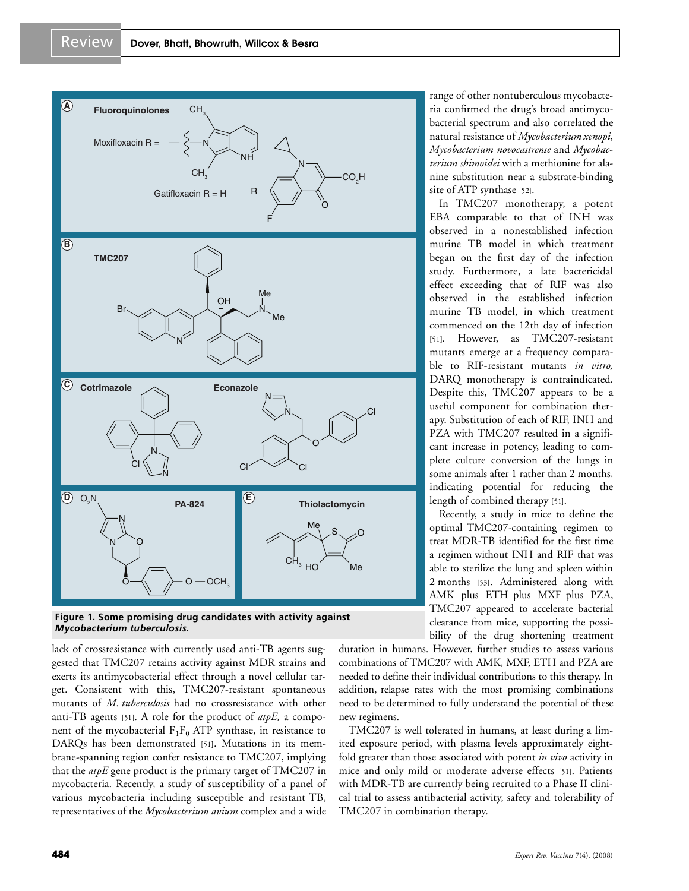**Figure 1. Some promising drug candidates with activity against *Mycobacterium tuberculosis*.**

lack of crossresistance with currently used anti-TB agents suggested that TMC207 retains activity against MDR strains and exerts its antimycobacterial effect through a novel cellular target. Consistent with this, TMC207-resistant spontaneous mutants of *M. tuberculosis* had no crossresistance with other anti-TB agents [51]. A role for the product of *atpE,* a component of the mycobacterial $F_1F_0$ ATP synthase, in resistance to DARQs has been demonstrated [51]. Mutations in its membrane-spanning region confer resistance to TMC207, implying that the *atpE* gene product is the primary target of TMC207 in mycobacteria. Recently, a study of susceptibility of a panel of various mycobacteria including susceptible and resistant TB, representatives of the *Mycobacterium avium* complex and a wide range of other nontuberculous mycobacteria confirmed the drug's broad antimycobacterial spectrum and also correlated the natural resistance of *Mycobacterium xenopi*, *Mycobacterium novocastrense* and *Mycobacterium shimoidei* with a methionine for alanine substitution near a substrate-binding site of ATP synthase [52].

In TMC207 monotherapy, a potent EBA comparable to that of INH was observed in a nonestablished infection murine TB model in which treatment began on the first day of the infection study. Furthermore, a late bactericidal effect exceeding that of RIF was also observed in the established infection murine TB model, in which treatment commenced on the 12th day of infection [51]. However, as TMC207-resistant mutants emerge at a frequency comparable to RIF-resistant mutants *in vitro,* DARQ monotherapy is contraindicated. Despite this, TMC207 appears to be a useful component for combination therapy. Substitution of each of RIF, INH and PZA with TMC207 resulted in a significant increase in potency, leading to complete culture conversion of the lungs in some animals after 1 rather than 2 months, indicating potential for reducing the length of combined therapy [51].

Recently, a study in mice to define the optimal TMC207-containing regimen to treat MDR-TB identified for the first time a regimen without INH and RIF that was able to sterilize the lung and spleen within 2 months [53]. Administered along with AMK plus ETH plus MXF plus PZA, TMC207 appeared to accelerate bacterial clearance from mice, supporting the possibility of the drug shortening treatment duration in humans. However, further studies to assess various combinations of TMC207 with AMK, MXF, ETH and PZA are needed to define their individual contributions to this therapy. In addition, relapse rates with the most promising combinations need to be determined to fully understand the potential of these new regimens.

TMC207 is well tolerated in humans, at least during a limited exposure period, with plasma levels approximately eight-fold greater than those associated with potent *in vivo* activity in mice and only mild or moderate adverse effects [51]. Patients with MDR-TB are currently being recruited to a Phase II clinical trial to assess antibacterial activity, safety and tolerability of TMC207 in combination therapy.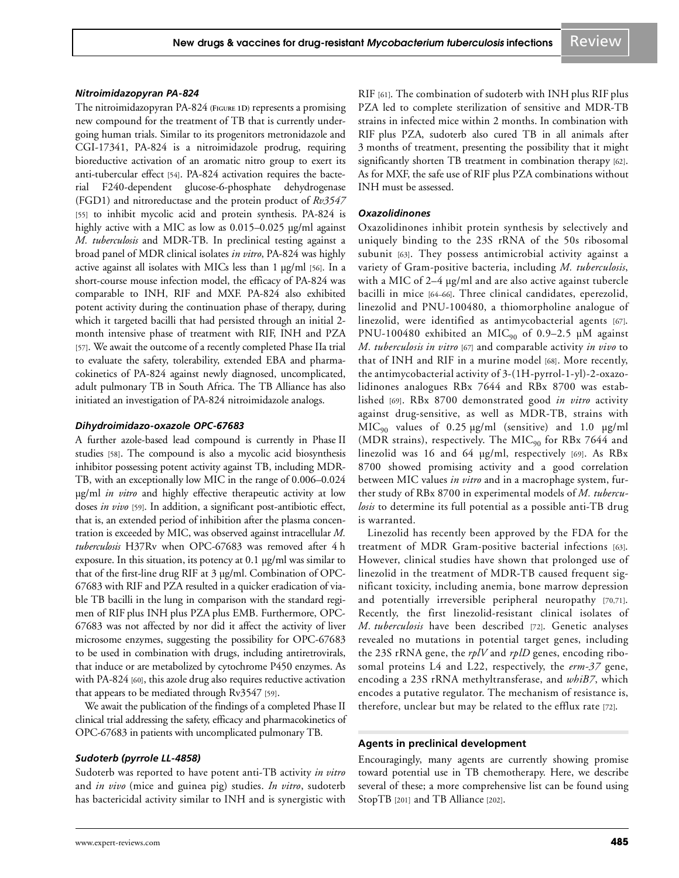### *Nitroimidazopyran PA-824*

The nitroimidazopyran PA-824 (Figure 1D) represents a promising new compound for the treatment of TB that is currently undergoing human trials. Similar to its progenitors metronidazole and CGI-17341, PA-824 is a nitroimidazole prodrug, requiring bioreductive activation of an aromatic nitro group to exert its anti-tubercular effect [54]. PA-824 activation requires the bacterial F240-dependent glucose-6-phosphate dehydrogenase (FGD1) and nitroreductase and the protein product of *Rv3547* [55] to inhibit mycolic acid and protein synthesis. PA-824 is highly active with a MIC as low as 0.015–0.025 µg/ml against *M. tuberculosis* and MDR-TB. In preclinical testing against a broad panel of MDR clinical isolates *in vitro*, PA-824 was highly active against all isolates with MICs less than 1 µg/ml [56]. In a short-course mouse infection model, the efficacy of PA-824 was comparable to INH, RIF and MXF. PA-824 also exhibited potent activity during the continuation phase of therapy, during which it targeted bacilli that had persisted through an initial 2-month intensive phase of treatment with RIF, INH and PZA [57]. We await the outcome of a recently completed Phase IIa trial to evaluate the safety, tolerability, extended EBA and pharmacokinetics of PA-824 against newly diagnosed, uncomplicated, adult pulmonary TB in South Africa. The TB Alliance has also initiated an investigation of PA-824 nitroimidazole analogs.

### *Dihydroimidazo-oxazole OPC-67683*

A further azole-based lead compound is currently in Phase II studies [58]. The compound is also a mycolic acid biosynthesis inhibitor possessing potent activity against TB, including MDR-TB, with an exceptionally low MIC in the range of 0.006–0.024 µg/ml *in vitro* and highly effective therapeutic activity at low doses *in vivo* [59]. In addition, a significant post-antibiotic effect, that is, an extended period of inhibition after the plasma concentration is exceeded by MIC, was observed against intracellular *M. tuberculosis* H37Rv when OPC-67683 was removed after 4 h exposure. In this situation, its potency at 0.1 µg/ml was similar to that of the first-line drug RIF at 3 µg/ml. Combination of OPC-67683 with RIF and PZA resulted in a quicker eradication of viable TB bacilli in the lung in comparison with the standard regimen of RIF plus INH plus PZA plus EMB. Furthermore, OPC-67683 was not affected by nor did it affect the activity of liver microsome enzymes, suggesting the possibility for OPC-67683 to be used in combination with drugs, including antiretrovirals, that induce or are metabolized by cytochrome P450 enzymes. As with PA-824 [60], this azole drug also requires reductive activation that appears to be mediated through Rv3547 [59].

We await the publication of the findings of a completed Phase II clinical trial addressing the safety, efficacy and pharmacokinetics of OPC-67683 in patients with uncomplicated pulmonary TB.

### *Sudoterb (pyrrole LL-4858)*

Sudoterb was reported to have potent anti-TB activity *in vitro* and *in vivo* (mice and guinea pig) studies. *In vitro*, sudoterb has bactericidal activity similar to INH and is synergistic with RIF [61]. The combination of sudoterb with INH plus RIF plus PZA led to complete sterilization of sensitive and MDR-TB strains in infected mice within 2 months. In combination with RIF plus PZA, sudoterb also cured TB in all animals after 3 months of treatment, presenting the possibility that it might significantly shorten TB treatment in combination therapy [62]. As for MXF, the safe use of RIF plus PZA combinations without INH must be assessed.

### *Oxazolidinones*

Oxazolidinones inhibit protein synthesis by selectively and uniquely binding to the 23S rRNA of the 50s ribosomal subunit [63]. They possess antimicrobial activity against a variety of Gram-positive bacteria, including *M. tuberculosis*, with a MIC of 2–4 µg/ml and are also active against tubercle bacilli in mice [64–66]. Three clinical candidates, eperezolid, linezolid and PNU-100480, a thiomorpholine analogue of linezolid, were identified as antimycobacterial agents [67]. PNU-100480 exhibited an $MIC_{90}$ of 0.9–2.5 µM against *M. tuberculosis in vitro* [67] and comparable activity *in vivo* to that of INH and RIF in a murine model [68]. More recently, the antimycobacterial activity of 3-(1H-pyrrol-1-yl)-2-oxazolidinones analogues RBx 7644 and RBx 8700 was established [69]. RBx 8700 demonstrated good *in vitro* activity against drug-sensitive, as well as MDR-TB, strains with $MIC_{90}$ values of 0.25 µg/ml (sensitive) and 1.0 µg/ml (MDR strains), respectively. The $MIC_{90}$ for RBx 7644 and linezolid was 16 and 64 µg/ml, respectively [69]. As RBx 8700 showed promising activity and a good correlation between MIC values *in vitro* and in a macrophage system, further study of RBx 8700 in experimental models of *M. tuberculosis* to determine its full potential as a possible anti-TB drug is warranted.

Linezolid has recently been approved by the FDA for the treatment of MDR Gram-positive bacterial infections [63]. However, clinical studies have shown that prolonged use of linezolid in the treatment of MDR-TB caused frequent significant toxicity, including anemia, bone marrow depression and potentially irreversible peripheral neuropathy [70,71]. Recently, the first linezolid-resistant clinical isolates of *M. tuberculosis* have been described [72]. Genetic analyses revealed no mutations in potential target genes, including the 23S rRNA gene, the *rplV* and *rplD* genes, encoding ribosomal proteins L4 and L22, respectively, the *erm-37* gene, encoding a 23S rRNA methyltransferase, and *whiB7*, which encodes a putative regulator. The mechanism of resistance is, therefore, unclear but may be related to the efflux rate [72].

## Agents in preclinical development

Encouragingly, many agents are currently showing promise toward potential use in TB chemotherapy. Here, we describe several of these; a more comprehensive list can be found using StopTB [201] and TB Alliance [202].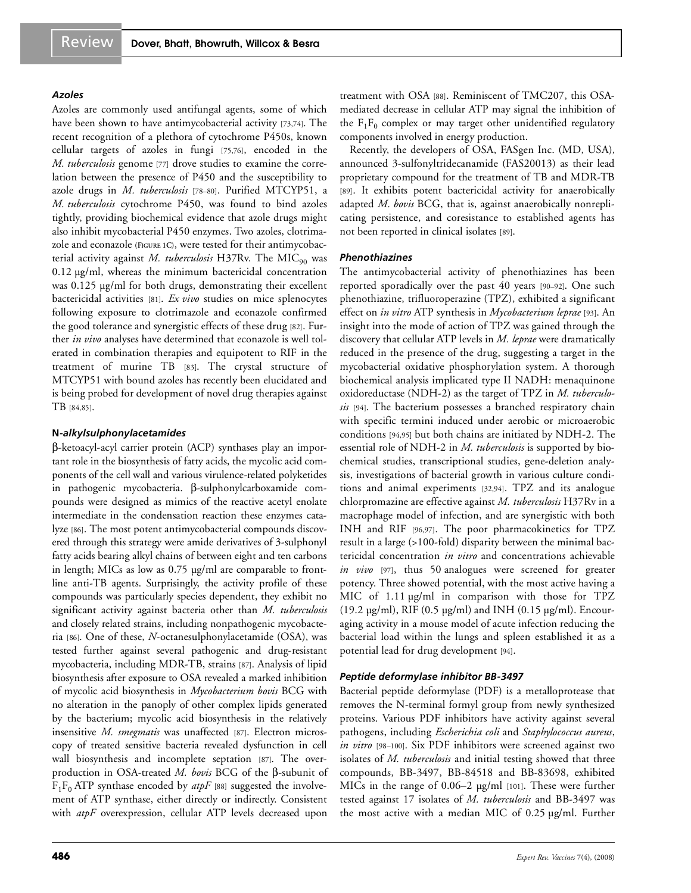### *Azoles*

Azoles are commonly used antifungal agents, some of which have been shown to have antimycobacterial activity [73,74]. The recent recognition of a plethora of cytochrome P450s, known cellular targets of azoles in fungi [75,76], encoded in the *M. tuberculosis* genome [77] drove studies to examine the correlation between the presence of P450 and the susceptibility to azole drugs in *M. tuberculosis* [78–80]. Purified MTCYP51, a *M. tuberculosis* cytochrome P450, was found to bind azoles tightly, providing biochemical evidence that azole drugs might also inhibit mycobacterial P450 enzymes. Two azoles, clotrimazole and econazole (Figure 1C), were tested for their antimycobacterial activity against *M. tuberculosis* H37Rv. The $MIC_{90}$ was 0.12 µg/ml, whereas the minimum bactericidal concentration was 0.125 µg/ml for both drugs, demonstrating their excellent bactericidal activities [81]. *Ex vivo* studies on mice splenocytes following exposure to clotrimazole and econazole confirmed the good tolerance and synergistic effects of these drug [82]. Further *in vivo* analyses have determined that econazole is well tolerated in combination therapies and equipotent to RIF in the treatment of murine TB [83]. The crystal structure of MTCYP51 with bound azoles has recently been elucidated and is being probed for development of novel drug therapies against TB [84,85].

### N*-alkylsulphonylacetamides*

β-ketoacyl-acyl carrier protein (ACP) synthases play an important role in the biosynthesis of fatty acids, the mycolic acid components of the cell wall and various virulence-related polyketides in pathogenic mycobacteria. β-sulphonylcarboxamide compounds were designed as mimics of the reactive acetyl enolate intermediate in the condensation reaction these enzymes catalyze [86]. The most potent antimycobacterial compounds discovered through this strategy were amide derivatives of 3-sulphonyl fatty acids bearing alkyl chains of between eight and ten carbons in length; MICs as low as 0.75 µg/ml are comparable to frontline anti-TB agents. Surprisingly, the activity profile of these compounds was particularly species dependent, they exhibit no significant activity against bacteria other than *M. tuberculosis* and closely related strains, including nonpathogenic mycobacteria [86]. One of these, *N*-octanesulphonylacetamide (OSA), was tested further against several pathogenic and drug-resistant mycobacteria, including MDR-TB, strains [87]. Analysis of lipid biosynthesis after exposure to OSA revealed a marked inhibition of mycolic acid biosynthesis in *Mycobacterium bovis* BCG with no alteration in the panoply of other complex lipids generated by the bacterium; mycolic acid biosynthesis in the relatively insensitive *M. smegmatis* was unaffected [87]. Electron microscopy of treated sensitive bacteria revealed dysfunction in cell wall biosynthesis and incomplete septation [87]. The overproduction in OSA-treated *M. bovis* BCG of the β-subunit of $F_1F_0$ ATP synthase encoded by *atpF* [88] suggested the involvement of ATP synthase, either directly or indirectly. Consistent with *atpF* overexpression, cellular ATP levels decreased upon treatment with OSA [88]. Reminiscent of TMC207, this OSA-mediated decrease in cellular ATP may signal the inhibition of the $F_1F_0$ complex or may target other unidentified regulatory components involved in energy production.

Recently, the developers of OSA, FASgen Inc. (MD, USA), announced 3-sulfonyltridecanamide (FAS20013) as their lead proprietary compound for the treatment of TB and MDR-TB [89]. It exhibits potent bactericidal activity for anaerobically adapted *M. bovis* BCG, that is, against anaerobically nonreplicating persistence, and coresistance to established agents has not been reported in clinical isolates [89].

### *Phenothiazines*

The antimycobacterial activity of phenothiazines has been reported sporadically over the past 40 years [90–92]. One such phenothiazine, trifluoroperazine (TPZ), exhibited a significant effect on *in vitro* ATP synthesis in *Mycobacterium leprae* [93]. An insight into the mode of action of TPZ was gained through the discovery that cellular ATP levels in *M. leprae* were dramatically reduced in the presence of the drug, suggesting a target in the mycobacterial oxidative phosphorylation system. A thorough biochemical analysis implicated type II NADH: menaquinone oxidoreductase (NDH-2) as the target of TPZ in *M. tuberculosis* [94]. The bacterium possesses a branched respiratory chain with specific termini induced under aerobic or microaerobic conditions [94,95] but both chains are initiated by NDH-2. The essential role of NDH-2 in *M. tuberculosis* is supported by biochemical studies, transcriptional studies, gene-deletion analysis, investigations of bacterial growth in various culture conditions and animal experiments [32,94]. TPZ and its analogue chlorpromazine are effective against *M. tuberculosis* H37Rv in a macrophage model of infection, and are synergistic with both INH and RIF [96,97]. The poor pharmacokinetics for TPZ result in a large (>100-fold) disparity between the minimal bactericidal concentration *in vitro* and concentrations achievable *in vivo* [97], thus 50 analogues were screened for greater potency. Three showed potential, with the most active having a MIC of 1.11 µg/ml in comparison with those for TPZ (19.2 µg/ml), RIF (0.5 µg/ml) and INH (0.15 µg/ml). Encouraging activity in a mouse model of acute infection reducing the bacterial load within the lungs and spleen established it as a potential lead for drug development [94].

### *Peptide deformylase inhibitor BB-3497*

Bacterial peptide deformylase (PDF) is a metalloprotease that removes the N-terminal formyl group from newly synthesized proteins. Various PDF inhibitors have activity against several pathogens, including *Escherichia coli* and *Staphylococcus aureus*, *in vitro* [98–100]. Six PDF inhibitors were screened against two isolates of *M. tuberculosis* and initial testing showed that three compounds, BB-3497, BB-84518 and BB-83698, exhibited MICs in the range of 0.06–2 µg/ml [101]. These were further tested against 17 isolates of *M. tuberculosis* and BB-3497 was the most active with a median MIC of 0.25 µg/ml. Further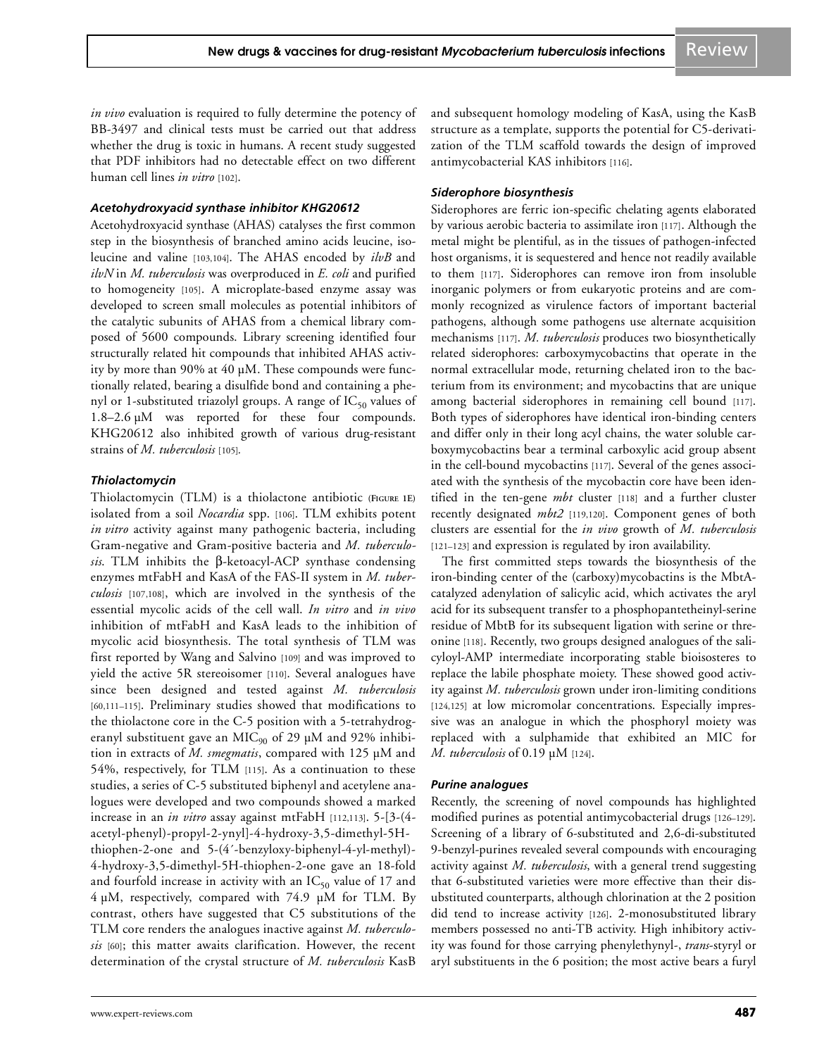*in vivo* evaluation is required to fully determine the potency of BB-3497 and clinical tests must be carried out that address whether the drug is toxic in humans. A recent study suggested that PDF inhibitors had no detectable effect on two different human cell lines *in vitro* [102].

### *Acetohydroxyacid synthase inhibitor KHG20612*

Acetohydroxyacid synthase (AHAS) catalyses the first common step in the biosynthesis of branched amino acids leucine, isoleucine and valine [103,104]. The AHAS encoded by *ilvB* and *ilvN* in *M. tuberculosis* was overproduced in *E. coli* and purified to homogeneity [105]. A microplate-based enzyme assay was developed to screen small molecules as potential inhibitors of the catalytic subunits of AHAS from a chemical library composed of 5600 compounds. Library screening identified four structurally related hit compounds that inhibited AHAS activity by more than 90% at 40 µM. These compounds were functionally related, bearing a disulfide bond and containing a phenyl or 1-substituted triazolyl groups. A range of $IC_{50}$ values of 1.8–2.6 µM was reported for these four compounds. KHG20612 also inhibited growth of various drug-resistant strains of *M. tuberculosis* [105].

### *Thiolactomycin*

Thiolactomycin (TLM) is a thiolactone antibiotic (Figure 1E) isolated from a soil *Nocardia* spp. [106]. TLM exhibits potent *in vitro* activity against many pathogenic bacteria, including Gram-negative and Gram-positive bacteria and *M. tuberculosis*. TLM inhibits the β-ketoacyl-ACP synthase condensing enzymes mtFabH and KasA of the FAS-II system in *M. tuberculosis* [107,108], which are involved in the synthesis of the essential mycolic acids of the cell wall. *In vitro* and *in vivo* inhibition of mtFabH and KasA leads to the inhibition of mycolic acid biosynthesis. The total synthesis of TLM was first reported by Wang and Salvino [109] and was improved to yield the active 5R stereoisomer [110]. Several analogues have since been designed and tested against *M. tuberculosis* [60,111–115]. Preliminary studies showed that modifications to the thiolactone core in the C-5 position with a 5-tetrahydrogeranyl substituent gave an $MIC_{90}$ of 29 µM and 92% inhibition in extracts of *M. smegmatis*, compared with 125 µM and 54%, respectively, for TLM [115]. As a continuation to these studies, a series of C-5 substituted biphenyl and acetylene analogues were developed and two compounds showed a marked increase in an *in vitro* assay against mtFabH [112,113]. 5-[3-(4-acetyl-phenyl)-propyl-2-ynyl]-4-hydroxy-3,5-dimethyl-5H-thiophen-2-one and 5-(4´-benzyloxy-biphenyl-4-yl-methyl)-4-hydroxy-3,5-dimethyl-5H-thiophen-2-one gave an 18-fold and fourfold increase in activity with an $IC_{50}$ value of 17 and 4 µM, respectively, compared with 74.9 µM for TLM. By contrast, others have suggested that C5 substitutions of the TLM core renders the analogues inactive against *M. tuberculosis* [60]; this matter awaits clarification. However, the recent determination of the crystal structure of *M. tuberculosis* KasB and subsequent homology modeling of KasA, using the KasB structure as a template, supports the potential for C5-derivatization of the TLM scaffold towards the design of improved antimycobacterial KAS inhibitors [116].

### *Siderophore biosynthesis*

Siderophores are ferric ion-specific chelating agents elaborated by various aerobic bacteria to assimilate iron [117]. Although the metal might be plentiful, as in the tissues of pathogen-infected host organisms, it is sequestered and hence not readily available to them [117]. Siderophores can remove iron from insoluble inorganic polymers or from eukaryotic proteins and are commonly recognized as virulence factors of important bacterial pathogens, although some pathogens use alternate acquisition mechanisms [117]. *M. tuberculosis* produces two biosynthetically related siderophores: carboxymycobactins that operate in the normal extracellular mode, returning chelated iron to the bacterium from its environment; and mycobactins that are unique among bacterial siderophores in remaining cell bound [117]. Both types of siderophores have identical iron-binding centers and differ only in their long acyl chains, the water soluble carboxymycobactins bear a terminal carboxylic acid group absent in the cell-bound mycobactins [117]. Several of the genes associated with the synthesis of the mycobactin core have been identified in the ten-gene *mbt* cluster [118] and a further cluster recently designated *mbt2* [119,120]. Component genes of both clusters are essential for the *in vivo* growth of *M. tuberculosis* [121–123] and expression is regulated by iron availability.

The first committed steps towards the biosynthesis of the iron-binding center of the (carboxy)mycobactins is the MbtA-catalyzed adenylation of salicylic acid, which activates the aryl acid for its subsequent transfer to a phosphopantetheinyl-serine residue of MbtB for its subsequent ligation with serine or threonine [118]. Recently, two groups designed analogues of the salicyloyl-AMP intermediate incorporating stable bioisosteres to replace the labile phosphate moiety. These showed good activity against *M. tuberculosis* grown under iron-limiting conditions [124,125] at low micromolar concentrations. Especially impressive was an analogue in which the phosphoryl moiety was replaced with a sulphamide that exhibited an MIC for *M. tuberculosis* of 0.19 µM [124].

### *Purine analogues*

Recently, the screening of novel compounds has highlighted modified purines as potential antimycobacterial drugs [126–129]. Screening of a library of 6-substituted and 2,6-di-substituted 9-benzyl-purines revealed several compounds with encouraging activity against *M. tuberculosis*, with a general trend suggesting that 6-substituted varieties were more effective than their disubstituted counterparts, although chlorination at the 2 position did tend to increase activity [126]. 2-monosubstituted library members possessed no anti-TB activity. High inhibitory activity was found for those carrying phenylethynyl-, *trans*-styryl or aryl substituents in the 6 position; the most active bears a furyl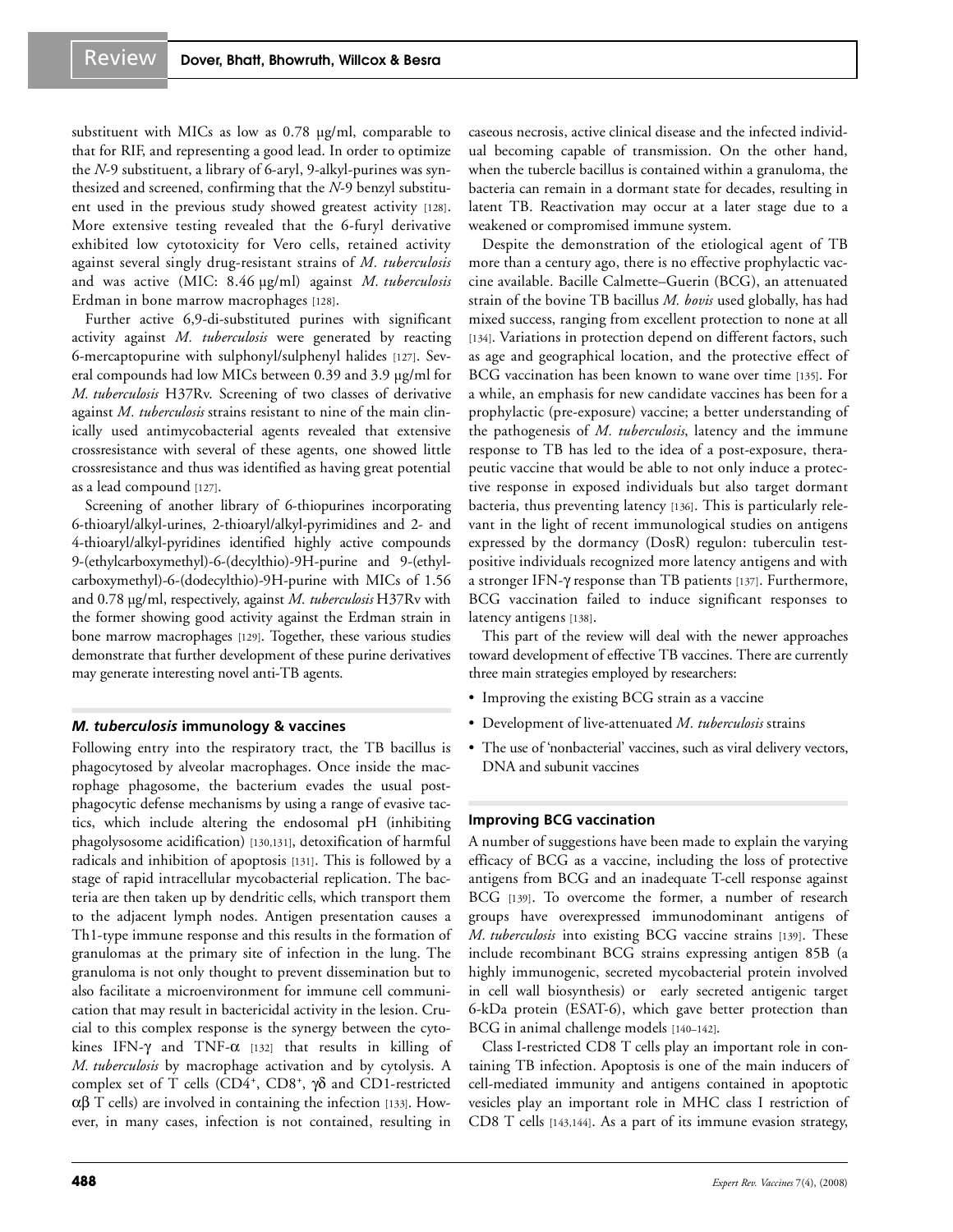substituent with MICs as low as 0.78 µg/ml, comparable to that for RIF, and representing a good lead. In order to optimize the *N*-9 substituent, a library of 6-aryl, 9-alkyl-purines was synthesized and screened, confirming that the *N*-9 benzyl substituent used in the previous study showed greatest activity [128]. More extensive testing revealed that the 6-furyl derivative exhibited low cytotoxicity for Vero cells, retained activity against several singly drug-resistant strains of *M. tuberculosis* and was active (MIC: 8.46 µg/ml) against *M. tuberculosis* Erdman in bone marrow macrophages [128].

Further active 6,9-di-substituted purines with significant activity against *M. tuberculosis* were generated by reacting 6-mercaptopurine with sulphonyl/sulphenyl halides [127]. Several compounds had low MICs between 0.39 and 3.9 µg/ml for *M. tuberculosis* H37Rv. Screening of two classes of derivative against *M. tuberculosis* strains resistant to nine of the main clinically used antimycobacterial agents revealed that extensive crossresistance with several of these agents, one showed little crossresistance and thus was identified as having great potential as a lead compound [127].

Screening of another library of 6-thiopurines incorporating 6-thioaryl/alkyl-urines, 2-thioaryl/alkyl-pyrimidines and 2- and 4-thioaryl/alkyl-pyridines identified highly active compounds 9-(ethylcarboxymethyl)-6-(decylthio)-9H-purine and 9-(ethylcarboxymethyl)-6-(dodecylthio)-9H-purine with MICs of 1.56 and 0.78 µg/ml, respectively, against *M. tuberculosis* H37Rv with the former showing good activity against the Erdman strain in bone marrow macrophages [129]. Together, these various studies demonstrate that further development of these purine derivatives may generate interesting novel anti-TB agents.

## *M. tuberculosis* immunology & vaccines

Following entry into the respiratory tract, the TB bacillus is phagocytosed by alveolar macrophages. Once inside the macrophage phagosome, the bacterium evades the usual post-phagocytic defense mechanisms by using a range of evasive tactics, which include altering the endosomal pH (inhibiting phagolysosome acidification) [130,131], detoxification of harmful radicals and inhibition of apoptosis [131]. This is followed by a stage of rapid intracellular mycobacterial replication. The bacteria are then taken up by dendritic cells, which transport them to the adjacent lymph nodes. Antigen presentation causes a Th1-type immune response and this results in the formation of granulomas at the primary site of infection in the lung. The granuloma is not only thought to prevent dissemination but to also facilitate a microenvironment for immune cell communication that may result in bactericidal activity in the lesion. Crucial to this complex response is the synergy between the cytokines IFN-$\gamma$ and TNF-$\alpha$ [132] that results in killing of *M. tuberculosis* by macrophage activation and by cytolysis. A complex set of T cells ($CD4^+$, $CD8^+$, $\gamma\delta$ and CD1-restricted $\alpha\beta$ T cells) are involved in containing the infection [133]. However, in many cases, infection is not contained, resulting in caseous necrosis, active clinical disease and the infected individual becoming capable of transmission. On the other hand, when the tubercle bacillus is contained within a granuloma, the bacteria can remain in a dormant state for decades, resulting in latent TB. Reactivation may occur at a later stage due to a weakened or compromised immune system.

Despite the demonstration of the etiological agent of TB more than a century ago, there is no effective prophylactic vaccine available. Bacille Calmette–Guerin (BCG), an attenuated strain of the bovine TB bacillus *M. bovis* used globally, has had mixed success, ranging from excellent protection to none at all [134]. Variations in protection depend on different factors, such as age and geographical location, and the protective effect of BCG vaccination has been known to wane over time [135]. For a while, an emphasis for new candidate vaccines has been for a prophylactic (pre-exposure) vaccine; a better understanding of the pathogenesis of *M. tuberculosis*, latency and the immune response to TB has led to the idea of a post-exposure, therapeutic vaccine that would be able to not only induce a protective response in exposed individuals but also target dormant bacteria, thus preventing latency [136]. This is particularly relevant in the light of recent immunological studies on antigens expressed by the dormancy (DosR) regulon: tuberculin test-positive individuals recognized more latency antigens and with a stronger IFN-$\gamma$ response than TB patients [137]. Furthermore, BCG vaccination failed to induce significant responses to latency antigens [138].

This part of the review will deal with the newer approaches toward development of effective TB vaccines. There are currently three main strategies employed by researchers:

- Improving the existing BCG strain as a vaccine
- Development of live-attenuated *M. tuberculosis* strains
- The use of 'nonbacterial' vaccines, such as viral delivery vectors, DNA and subunit vaccines

### Improving BCG vaccination

A number of suggestions have been made to explain the varying efficacy of BCG as a vaccine, including the loss of protective antigens from BCG and an inadequate T-cell response against BCG [139]. To overcome the former, a number of research groups have overexpressed immunodominant antigens of *M. tuberculosis* into existing BCG vaccine strains [139]. These include recombinant BCG strains expressing antigen 85B (a highly immunogenic, secreted mycobacterial protein involved in cell wall biosynthesis) or early secreted antigenic target 6-kDa protein (ESAT-6), which gave better protection than BCG in animal challenge models [140–142].

Class I-restricted CD8 T cells play an important role in containing TB infection. Apoptosis is one of the main inducers of cell-mediated immunity and antigens contained in apoptotic vesicles play an important role in MHC class I restriction of CD8 T cells [143,144]. As a part of its immune evasion strategy,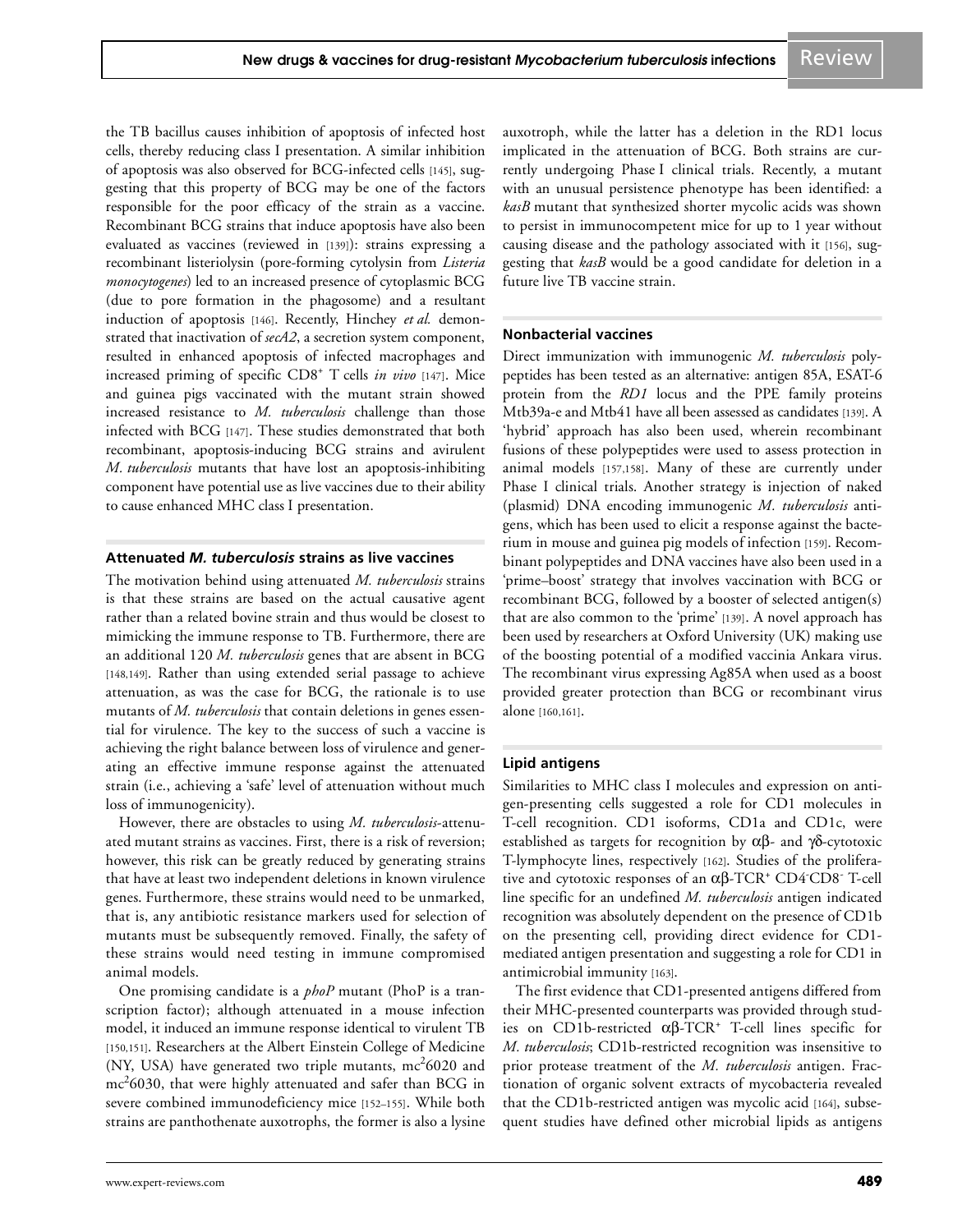the TB bacillus causes inhibition of apoptosis of infected host cells, thereby reducing class I presentation. A similar inhibition of apoptosis was also observed for BCG-infected cells [145], suggesting that this property of BCG may be one of the factors responsible for the poor efficacy of the strain as a vaccine. Recombinant BCG strains that induce apoptosis have also been evaluated as vaccines (reviewed in [139]): strains expressing a recombinant listeriolysin (pore-forming cytolysin from *Listeria monocytogenes*) led to an increased presence of cytoplasmic BCG (due to pore formation in the phagosome) and a resultant induction of apoptosis [146]. Recently, Hinchey *et al.* demonstrated that inactivation of *secA2*, a secretion system component, resulted in enhanced apoptosis of infected macrophages and increased priming of specific CD8$^+$ T cells *in vivo* [147]. Mice and guinea pigs vaccinated with the mutant strain showed increased resistance to *M. tuberculosis* challenge than those infected with BCG [147]. These studies demonstrated that both recombinant, apoptosis-inducing BCG strains and avirulent *M. tuberculosis* mutants that have lost an apoptosis-inhibiting component have potential use as live vaccines due to their ability to cause enhanced MHC class I presentation.

### Attenuated *M. tuberculosis* strains as live vaccines

The motivation behind using attenuated *M. tuberculosis* strains is that these strains are based on the actual causative agent rather than a related bovine strain and thus would be closest to mimicking the immune response to TB. Furthermore, there are an additional 120 *M. tuberculosis* genes that are absent in BCG [148,149]. Rather than using extended serial passage to achieve attenuation, as was the case for BCG, the rationale is to use mutants of *M. tuberculosis* that contain deletions in genes essential for virulence. The key to the success of such a vaccine is achieving the right balance between loss of virulence and generating an effective immune response against the attenuated strain (i.e., achieving a 'safe' level of attenuation without much loss of immunogenicity).

However, there are obstacles to using *M. tuberculosis*-attenuated mutant strains as vaccines. First, there is a risk of reversion; however, this risk can be greatly reduced by generating strains that have at least two independent deletions in known virulence genes. Furthermore, these strains would need to be unmarked, that is, any antibiotic resistance markers used for selection of mutants must be subsequently removed. Finally, the safety of these strains would need testing in immune compromised animal models.

One promising candidate is a *phoP* mutant (PhoP is a transcription factor); although attenuated in a mouse infection model, it induced an immune response identical to virulent TB [150,151]. Researchers at the Albert Einstein College of Medicine (NY, USA) have generated two triple mutants, mc$^2$6020 and mc$^2$6030, that were highly attenuated and safer than BCG in severe combined immunodeficiency mice [152–155]. While both strains are panthothenate auxotrophs, the former is also a lysine auxotroph, while the latter has a deletion in the RD1 locus implicated in the attenuation of BCG. Both strains are currently undergoing Phase I clinical trials. Recently, a mutant with an unusual persistence phenotype has been identified: a *kasB* mutant that synthesized shorter mycolic acids was shown to persist in immunocompetent mice for up to 1 year without causing disease and the pathology associated with it [156], suggesting that *kasB* would be a good candidate for deletion in a future live TB vaccine strain.

### Nonbacterial vaccines

Direct immunization with immunogenic *M. tuberculosis* polypeptides has been tested as an alternative: antigen 85A, ESAT-6 protein from the *RD1* locus and the PPE family proteins Mtb39a-e and Mtb41 have all been assessed as candidates [139]. A 'hybrid' approach has also been used, wherein recombinant fusions of these polypeptides were used to assess protection in animal models [157,158]. Many of these are currently under Phase I clinical trials. Another strategy is injection of naked (plasmid) DNA encoding immunogenic *M. tuberculosis* antigens, which has been used to elicit a response against the bacterium in mouse and guinea pig models of infection [159]. Recombinant polypeptides and DNA vaccines have also been used in a 'prime–boost' strategy that involves vaccination with BCG or recombinant BCG, followed by a booster of selected antigen(s) that are also common to the 'prime' [139]. A novel approach has been used by researchers at Oxford University (UK) making use of the boosting potential of a modified vaccinia Ankara virus. The recombinant virus expressing Ag85A when used as a boost provided greater protection than BCG or recombinant virus alone [160,161].

### Lipid antigens

Similarities to MHC class I molecules and expression on antigen-presenting cells suggested a role for CD1 molecules in T-cell recognition. CD1 isoforms, CD1a and CD1c, were established as targets for recognition by $\alpha\beta$- and $\gamma\delta$-cytotoxic T-lymphocyte lines, respectively [162]. Studies of the proliferative and cytotoxic responses of an $\alpha\beta$-TCR$^+$ CD4$^-$CD8$^-$ T-cell line specific for an undefined *M. tuberculosis* antigen indicated recognition was absolutely dependent on the presence of CD1b on the presenting cell, providing direct evidence for CD1-mediated antigen presentation and suggesting a role for CD1 in antimicrobial immunity [163].

The first evidence that CD1-presented antigens differed from their MHC-presented counterparts was provided through studies on CD1b-restricted $\alpha\beta$-TCR$^+$ T-cell lines specific for *M. tuberculosis*; CD1b-restricted recognition was insensitive to prior protease treatment of the *M. tuberculosis* antigen. Fractionation of organic solvent extracts of mycobacteria revealed that the CD1b-restricted antigen was mycolic acid [164], subsequent studies have defined other microbial lipids as antigens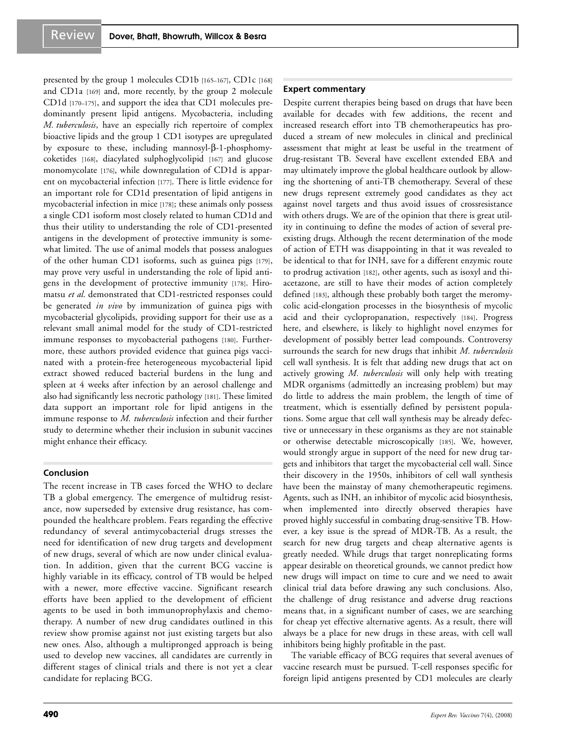presented by the group 1 molecules CD1b [165–167], CD1c [168] and CD1a [169] and, more recently, by the group 2 molecule CD1d [170–175], and support the idea that CD1 molecules predominantly present lipid antigens. Mycobacteria, including *M. tuberculosis*, have an especially rich repertoire of complex bioactive lipids and the group 1 CD1 isotypes are upregulated by exposure to these, including mannosyl-β-1-phosphomycoketides [168], diacylated sulphoglycolipid [167] and glucose monomycolate [176], while downregulation of CD1d is apparent on mycobacterial infection [177]. There is little evidence for an important role for CD1d presentation of lipid antigens in mycobacterial infection in mice [178]; these animals only possess a single CD1 isoform most closely related to human CD1d and thus their utility to understanding the role of CD1-presented antigens in the development of protective immunity is somewhat limited. The use of animal models that possess analogues of the other human CD1 isoforms, such as guinea pigs [179], may prove very useful in understanding the role of lipid antigens in the development of protective immunity [178]. Hiromatsu *et al.* demonstrated that CD1-restricted responses could be generated *in vivo* by immunization of guinea pigs with mycobacterial glycolipids, providing support for their use as a relevant small animal model for the study of CD1-restricted immune responses to mycobacterial pathogens [180]. Furthermore, these authors provided evidence that guinea pigs vaccinated with a protein-free heterogeneous mycobacterial lipid extract showed reduced bacterial burdens in the lung and spleen at 4 weeks after infection by an aerosol challenge and also had significantly less necrotic pathology [181]. These limited data support an important role for lipid antigens in the immune response to *M. tuberculosis* infection and their further study to determine whether their inclusion in subunit vaccines might enhance their efficacy.

## Conclusion

The recent increase in TB cases forced the WHO to declare TB a global emergency. The emergence of multidrug resistance, now superseded by extensive drug resistance, has compounded the healthcare problem. Fears regarding the effective redundancy of several antimycobacterial drugs stresses the need for identification of new drug targets and development of new drugs, several of which are now under clinical evaluation. In addition, given that the current BCG vaccine is highly variable in its efficacy, control of TB would be helped with a newer, more effective vaccine. Significant research efforts have been applied to the development of efficient agents to be used in both immunoprophylaxis and chemotherapy. A number of new drug candidates outlined in this review show promise against not just existing targets but also new ones. Also, although a multipronged approach is being used to develop new vaccines, all candidates are currently in different stages of clinical trials and there is not yet a clear candidate for replacing BCG.

## Expert commentary

Despite current therapies being based on drugs that have been available for decades with few additions, the recent and increased research effort into TB chemotherapeutics has produced a stream of new molecules in clinical and preclinical assessment that might at least be useful in the treatment of drug-resistant TB. Several have excellent extended EBA and may ultimately improve the global healthcare outlook by allowing the shortening of anti-TB chemotherapy. Several of these new drugs represent extremely good candidates as they act against novel targets and thus avoid issues of crossresistance with others drugs. We are of the opinion that there is great utility in continuing to define the modes of action of several preexisting drugs. Although the recent determination of the mode of action of ETH was disappointing in that it was revealed to be identical to that for INH, save for a different enzymic route to prodrug activation [182], other agents, such as isoxyl and thiacetazone, are still to have their modes of action completely defined [183], although these probably both target the meromycolic acid-elongation processes in the biosynthesis of mycolic acid and their cyclopropanation, respectively [184]. Progress here, and elsewhere, is likely to highlight novel enzymes for development of possibly better lead compounds. Controversy surrounds the search for new drugs that inhibit *M. tuberculosis* cell wall synthesis. It is felt that adding new drugs that act on actively growing *M. tuberculosis* will only help with treating MDR organisms (admittedly an increasing problem) but may do little to address the main problem, the length of time of treatment, which is essentially defined by persistent populations. Some argue that cell wall synthesis may be already defective or unnecessary in these organisms as they are not stainable or otherwise detectable microscopically [185]. We, however, would strongly argue in support of the need for new drug targets and inhibitors that target the mycobacterial cell wall. Since their discovery in the 1950s, inhibitors of cell wall synthesis have been the mainstay of many chemotherapeutic regimens. Agents, such as INH, an inhibitor of mycolic acid biosynthesis, when implemented into directly observed therapies have proved highly successful in combating drug-sensitive TB. However, a key issue is the spread of MDR-TB. As a result, the search for new drug targets and cheap alternative agents is greatly needed. While drugs that target nonreplicating forms appear desirable on theoretical grounds, we cannot predict how new drugs will impact on time to cure and we need to await clinical trial data before drawing any such conclusions. Also, the challenge of drug resistance and adverse drug reactions means that, in a significant number of cases, we are searching for cheap yet effective alternative agents. As a result, there will always be a place for new drugs in these areas, with cell wall inhibitors being highly profitable in the past.

The variable efficacy of BCG requires that several avenues of vaccine research must be pursued. T-cell responses specific for foreign lipid antigens presented by CD1 molecules are clearly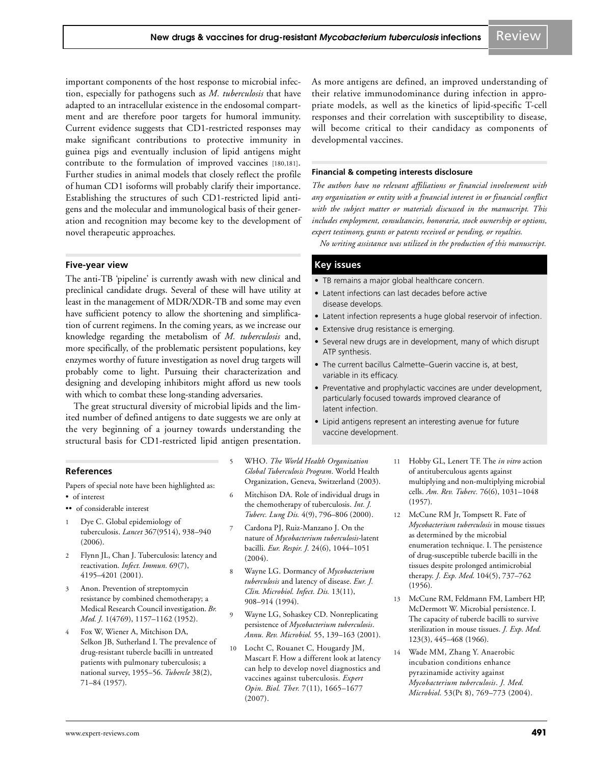important components of the host response to microbial infection, especially for pathogens such as *M. tuberculosis* that have adapted to an intracellular existence in the endosomal compartment and are therefore poor targets for humoral immunity. Current evidence suggests that CD1-restricted responses may make significant contributions to protective immunity in guinea pigs and eventually inclusion of lipid antigens might contribute to the formulation of improved vaccines [180,181]. Further studies in animal models that closely reflect the profile of human CD1 isoforms will probably clarify their importance. Establishing the structures of such CD1-restricted lipid antigens and the molecular and immunological basis of their generation and recognition may become key to the development of novel therapeutic approaches.

### Five-year view

The anti-TB 'pipeline' is currently awash with new clinical and preclinical candidate drugs. Several of these will have utility at least in the management of MDR/XDR-TB and some may even have sufficient potency to allow the shortening and simplification of current regimens. In the coming years, as we increase our knowledge regarding the metabolism of *M. tuberculosis* and, more specifically, of the problematic persistent populations, key enzymes worthy of future investigation as novel drug targets will probably come to light. Pursuing their characterization and designing and developing inhibitors might afford us new tools with which to combat these long-standing adversaries.

The great structural diversity of microbial lipids and the limited number of defined antigens to date suggests we are only at the very beginning of a journey towards understanding the structural basis for CD1-restricted lipid antigen presentation. As more antigens are defined, an improved understanding of their relative immunodominance during infection in appropriate models, as well as the kinetics of lipid-specific T-cell responses and their correlation with susceptibility to disease, will become critical to their candidacy as components of developmental vaccines.

### Financial & competing interests disclosure

*The authors have no relevant affiliations or financial involvement with any organization or entity with a financial interest in or financial conflict with the subject matter or materials discussed in the manuscript. This includes employment, consultancies, honoraria, stock ownership or options, expert testimony, grants or patents received or pending, or royalties.*

*No writing assistance was utilized in the production of this manuscript.*

### Key issues

- TB remains a major global healthcare concern.
- Latent infections can last decades before active disease develops.
- Latent infection represents a huge global reservoir of infection.
- Extensive drug resistance is emerging.
- Several new drugs are in development, many of which disrupt ATP synthesis.
- The current bacillus Calmette–Guerin vaccine is, at best, variable in its efficacy.
- Preventative and prophylactic vaccines are under development, particularly focused towards improved clearance of latent infection.
- Lipid antigens represent an interesting avenue for future vaccine development.

### References

Papers of special note have been highlighted as:
- • of interest
- •• of considerable interest

1. Dye C. Global epidemiology of tuberculosis. *Lancet* 367(9514), 938–940 (2006).
2. Flynn JL, Chan J. Tuberculosis: latency and reactivation. *Infect. Immun.* 69(7), 4195–4201 (2001).
3. Anon. Prevention of streptomycin resistance by combined chemotherapy; a Medical Research Council investigation. *Br. Med. J.* 1(4769), 1157–1162 (1952).
4. Fox W, Wiener A, Mitchison DA, Selkon JB, Sutherland I. The prevalence of drug-resistant tubercle bacilli in untreated patients with pulmonary tuberculosis; a national survey, 1955–56. *Tubercle* 38(2), 71–84 (1957).
5. WHO. *The World Health Organization Global Tuberculosis Program*. World Health Organization, Geneva, Switzerland (2003).
6. Mitchison DA. Role of individual drugs in the chemotherapy of tuberculosis. *Int. J. Tuberc. Lung Dis.* 4(9), 796–806 (2000).
7. Cardona PJ, Ruiz-Manzano J. On the nature of *Mycobacterium tuberculosis*-latent bacilli. *Eur. Respir. J.* 24(6), 1044–1051 (2004).
8. Wayne LG. Dormancy of *Mycobacterium tuberculosis* and latency of disease. *Eur. J. Clin. Microbiol. Infect. Dis.* 13(11), 908–914 (1994).
9. Wayne LG, Sohaskey CD. Nonreplicating persistence of *Mycobacterium tuberculosis*. *Annu. Rev. Microbiol.* 55, 139–163 (2001).
10. Locht C, Rouanet C, Hougardy JM, Mascart F. How a different look at latency can help to develop novel diagnostics and vaccines against tuberculosis. *Expert Opin. Biol. Ther.* 7(11), 1665–1677 (2007).
11. Hobby GL, Lenert TF. The *in vitro* action of antituberculous agents against multiplying and non-multiplying microbial cells. *Am. Rev. Tuberc.* 76(6), 1031–1048 (1957).
12. McCune RM Jr, Tompsett R. Fate of *Mycobacterium tuberculosis* in mouse tissues as determined by the microbial enumeration technique. I. The persistence of drug-susceptible tubercle bacilli in the tissues despite prolonged antimicrobial therapy. *J. Exp. Med.* 104(5), 737–762 (1956).
13. McCune RM, Feldmann FM, Lambert HP, McDermott W. Microbial persistence. I. The capacity of tubercle bacilli to survive sterilization in mouse tissues. *J. Exp. Med.* 123(3), 445–468 (1966).
14. Wade MM, Zhang Y. Anaerobic incubation conditions enhance pyrazinamide activity against *Mycobacterium tuberculosis*. *J. Med. Microbiol.* 53(Pt 8), 769–773 (2004).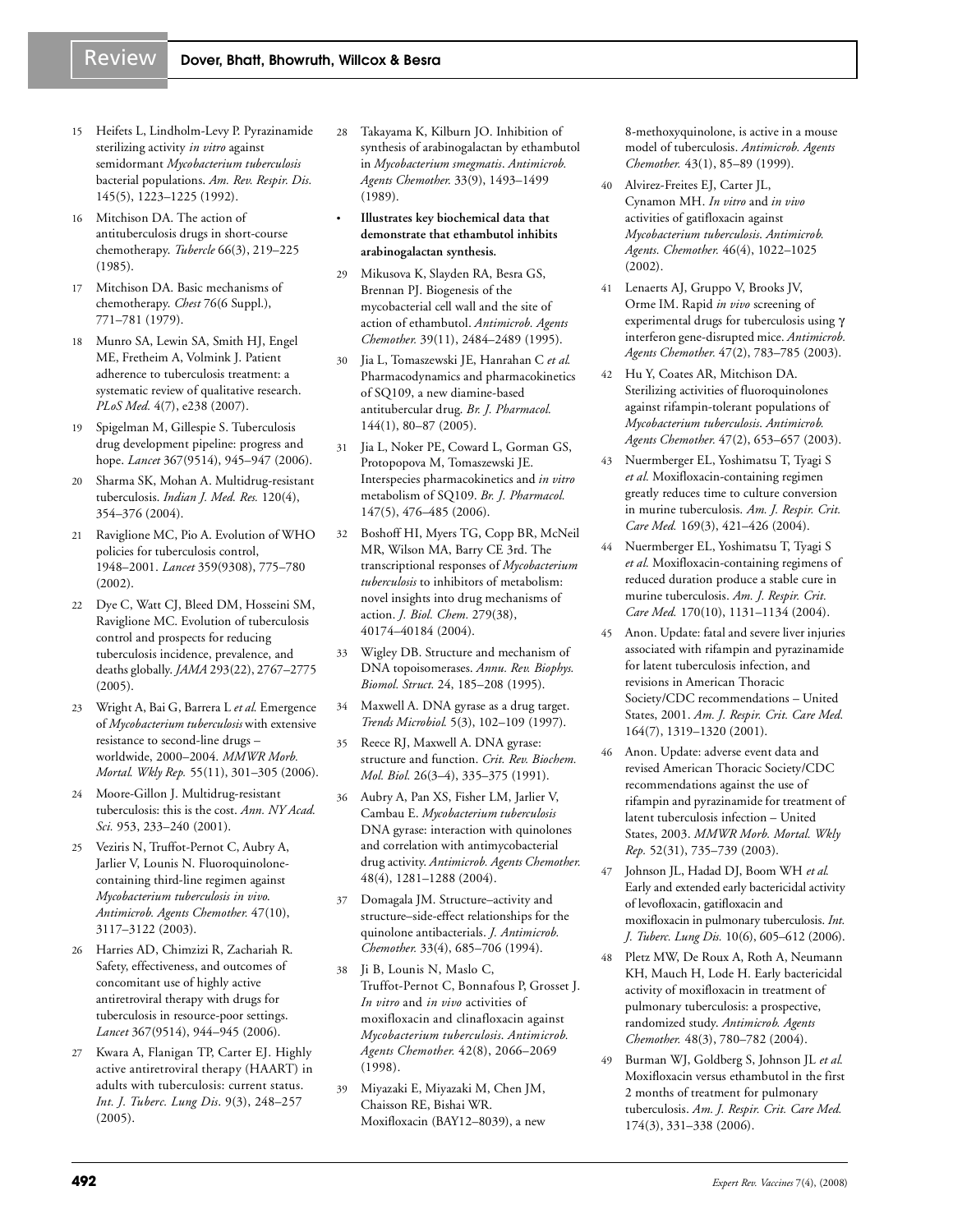15 Heifets L, Lindholm-Levy P. Pyrazinamide sterilizing activity *in vitro* against semidormant *Mycobacterium tuberculosis* bacterial populations. *Am. Rev. Respir. Dis.* 145(5), 1223–1225 (1992).

16 Mitchison DA. The action of antituberculosis drugs in short-course chemotherapy. *Tubercle* 66(3), 219–225 (1985).

17 Mitchison DA. Basic mechanisms of chemotherapy. *Chest* 76(6 Suppl.), 771–781 (1979).

18 Munro SA, Lewin SA, Smith HJ, Engel ME, Fretheim A, Volmink J. Patient adherence to tuberculosis treatment: a systematic review of qualitative research. *PLoS Med.* 4(7), e238 (2007).

19 Spigelman M, Gillespie S. Tuberculosis drug development pipeline: progress and hope. *Lancet* 367(9514), 945–947 (2006).

20 Sharma SK, Mohan A. Multidrug-resistant tuberculosis. *Indian J. Med. Res.* 120(4), 354–376 (2004).

21 Raviglione MC, Pio A. Evolution of WHO policies for tuberculosis control, 1948–2001. *Lancet* 359(9308), 775–780 (2002).

22 Dye C, Watt CJ, Bleed DM, Hosseini SM, Raviglione MC. Evolution of tuberculosis control and prospects for reducing tuberculosis incidence, prevalence, and deaths globally. *JAMA* 293(22), 2767–2775 (2005).

23 Wright A, Bai G, Barrera L *et al.* Emergence of *Mycobacterium tuberculosis* with extensive resistance to second-line drugs – worldwide, 2000–2004. *MMWR Morb. Mortal. Wkly Rep.* 55(11), 301–305 (2006).

24 Moore-Gillon J. Multidrug-resistant tuberculosis: this is the cost. *Ann. NY Acad. Sci.* 953, 233–240 (2001).

25 Veziris N, Truffot-Pernot C, Aubry A, Jarlier V, Lounis N. Fluoroquinolone-containing third-line regimen against *Mycobacterium tuberculosis in vivo*. *Antimicrob. Agents Chemother.* 47(10), 3117–3122 (2003).

26 Harries AD, Chimzizi R, Zachariah R. Safety, effectiveness, and outcomes of concomitant use of highly active antiretroviral therapy with drugs for tuberculosis in resource-poor settings. *Lancet* 367(9514), 944–945 (2006).

27 Kwara A, Flanigan TP, Carter EJ. Highly active antiretroviral therapy (HAART) in adults with tuberculosis: current status. *Int. J. Tuberc. Lung Dis*. 9(3), 248–257 (2005).

28 Takayama K, Kilburn JO. Inhibition of synthesis of arabinogalactan by ethambutol in *Mycobacterium smegmatis*. *Antimicrob. Agents Chemother.* 33(9), 1493–1499 (1989).

- **Illustrates key biochemical data that demonstrate that ethambutol inhibits arabinogalactan synthesis.**

29 Mikusova K, Slayden RA, Besra GS, Brennan PJ. Biogenesis of the mycobacterial cell wall and the site of action of ethambutol. *Antimicrob. Agents Chemother.* 39(11), 2484–2489 (1995).

30 Jia L, Tomaszewski JE, Hanrahan C *et al.* Pharmacodynamics and pharmacokinetics of SQ109, a new diamine-based antitubercular drug. *Br. J. Pharmacol.* 144(1), 80–87 (2005).

31 Jia L, Noker PE, Coward L, Gorman GS, Protopopova M, Tomaszewski JE. Interspecies pharmacokinetics and *in vitro* metabolism of SQ109. *Br. J. Pharmacol.* 147(5), 476–485 (2006).

32 Boshoff HI, Myers TG, Copp BR, McNeil MR, Wilson MA, Barry CE 3rd. The transcriptional responses of *Mycobacterium tuberculosis* to inhibitors of metabolism: novel insights into drug mechanisms of action. *J. Biol. Chem.* 279(38), 40174–40184 (2004).

33 Wigley DB. Structure and mechanism of DNA topoisomerases. *Annu. Rev. Biophys. Biomol. Struct.* 24, 185–208 (1995).

34 Maxwell A. DNA gyrase as a drug target. *Trends Microbiol.* 5(3), 102–109 (1997).

35 Reece RJ, Maxwell A. DNA gyrase: structure and function. *Crit. Rev. Biochem. Mol. Biol.* 26(3–4), 335–375 (1991).

36 Aubry A, Pan XS, Fisher LM, Jarlier V, Cambau E. *Mycobacterium tuberculosis* DNA gyrase: interaction with quinolones and correlation with antimycobacterial drug activity. *Antimicrob. Agents Chemother.* 48(4), 1281–1288 (2004).

37 Domagala JM. Structure–activity and structure–side-effect relationships for the quinolone antibacterials. *J. Antimicrob. Chemother.* 33(4), 685–706 (1994).

38 Ji B, Lounis N, Maslo C, Truffot-Pernot C, Bonnafous P, Grosset J. *In vitro* and *in vivo* activities of moxifloxacin and clinafloxacin against *Mycobacterium tuberculosis*. *Antimicrob. Agents Chemother.* 42(8), 2066–2069 (1998).

39 Miyazaki E, Miyazaki M, Chen JM, Chaisson RE, Bishai WR. Moxifloxacin (BAY12–8039), a new 8-methoxyquinolone, is active in a mouse model of tuberculosis. *Antimicrob. Agents Chemother.* 43(1), 85–89 (1999).

40 Alvirez-Freites EJ, Carter JL, Cynamon MH. *In vitro* and *in vivo* activities of gatifloxacin against *Mycobacterium tuberculosis*. *Antimicrob. Agents. Chemother.* 46(4), 1022–1025 (2002).

41 Lenaerts AJ, Gruppo V, Brooks JV, Orme IM. Rapid *in vivo* screening of experimental drugs for tuberculosis using γ interferon gene-disrupted mice. *Antimicrob. Agents Chemother.* 47(2), 783–785 (2003).

42 Hu Y, Coates AR, Mitchison DA. Sterilizing activities of fluoroquinolones against rifampin-tolerant populations of *Mycobacterium tuberculosis*. *Antimicrob. Agents Chemother.* 47(2), 653–657 (2003).

43 Nuermberger EL, Yoshimatsu T, Tyagi S *et al.* Moxifloxacin-containing regimen greatly reduces time to culture conversion in murine tuberculosis. *Am. J. Respir. Crit. Care Med.* 169(3), 421–426 (2004).

44 Nuermberger EL, Yoshimatsu T, Tyagi S *et al.* Moxifloxacin-containing regimens of reduced duration produce a stable cure in murine tuberculosis. *Am. J. Respir. Crit. Care Med.* 170(10), 1131–1134 (2004).

45 Anon. Update: fatal and severe liver injuries associated with rifampin and pyrazinamide for latent tuberculosis infection, and revisions in American Thoracic Society/CDC recommendations – United States, 2001. *Am. J. Respir. Crit. Care Med.* 164(7), 1319–1320 (2001).

46 Anon. Update: adverse event data and revised American Thoracic Society/CDC recommendations against the use of rifampin and pyrazinamide for treatment of latent tuberculosis infection – United States, 2003. *MMWR Morb. Mortal. Wkly Rep.* 52(31), 735–739 (2003).

47 Johnson JL, Hadad DJ, Boom WH *et al.* Early and extended early bactericidal activity of levofloxacin, gatifloxacin and moxifloxacin in pulmonary tuberculosis. *Int. J. Tuberc. Lung Dis.* 10(6), 605–612 (2006).

48 Pletz MW, De Roux A, Roth A, Neumann KH, Mauch H, Lode H. Early bactericidal activity of moxifloxacin in treatment of pulmonary tuberculosis: a prospective, randomized study. *Antimicrob. Agents Chemother.* 48(3), 780–782 (2004).

49 Burman WJ, Goldberg S, Johnson JL *et al.* Moxifloxacin versus ethambutol in the first 2 months of treatment for pulmonary tuberculosis. *Am. J. Respir. Crit. Care Med.* 174(3), 331–338 (2006).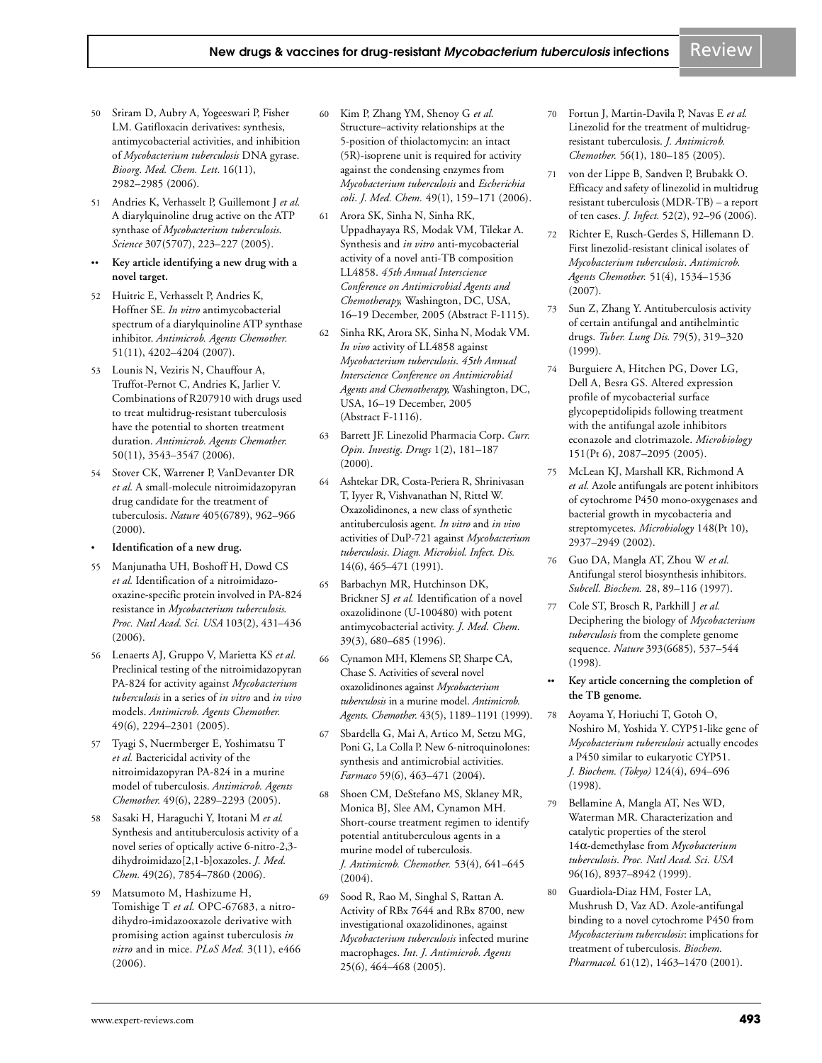50. Sriram D, Aubry A, Yogeeswari P, Fisher LM. Gatifloxacin derivatives: synthesis, antimycobacterial activities, and inhibition of *Mycobacterium tuberculosis* DNA gyrase. *Bioorg. Med. Chem. Lett.* 16(11), 2982–2985 (2006).

51. Andries K, Verhasselt P, Guillemont J *et al.* A diarylquinoline drug active on the ATP synthase of *Mycobacterium tuberculosis*. *Science* 307(5707), 223–227 (2005).

   •• **Key article identifying a new drug with a novel target.**

52. Huitric E, Verhasselt P, Andries K, Hoffner SE. *In vitro* antimycobacterial spectrum of a diarylquinoline ATP synthase inhibitor. *Antimicrob. Agents Chemother.* 51(11), 4202–4204 (2007).

53. Lounis N, Veziris N, Chauffour A, Truffot-Pernot C, Andries K, Jarlier V. Combinations of R207910 with drugs used to treat multidrug-resistant tuberculosis have the potential to shorten treatment duration. *Antimicrob. Agents Chemother.* 50(11), 3543–3547 (2006).

54. Stover CK, Warrener P, VanDevanter DR *et al.* A small-molecule nitroimidazopyran drug candidate for the treatment of tuberculosis. *Nature* 405(6789), 962–966 (2000).

   • **Identification of a new drug.**

55. Manjunatha UH, Boshoff H, Dowd CS *et al.* Identification of a nitroimidazo-oxazine-specific protein involved in PA-824 resistance in *Mycobacterium tuberculosis*. *Proc. Natl Acad. Sci. USA* 103(2), 431–436 (2006).

56. Lenaerts AJ, Gruppo V, Marietta KS *et al.* Preclinical testing of the nitroimidazopyran PA-824 for activity against *Mycobacterium tuberculosis* in a series of *in vitro* and *in vivo* models. *Antimicrob. Agents Chemother.* 49(6), 2294–2301 (2005).

57. Tyagi S, Nuermberger E, Yoshimatsu T *et al.* Bactericidal activity of the nitroimidazopyran PA-824 in a murine model of tuberculosis. *Antimicrob. Agents Chemother.* 49(6), 2289–2293 (2005).

58. Sasaki H, Haraguchi Y, Itotani M *et al.* Synthesis and antituberculosis activity of a novel series of optically active 6-nitro-2,3-dihydroimidazo[2,1-b]oxazoles. *J. Med. Chem.* 49(26), 7854–7860 (2006).

59. Matsumoto M, Hashizume H, Tomishige T *et al.* OPC-67683, a nitro-dihydro-imidazooxazole derivative with promising action against tuberculosis *in vitro* and in mice. *PLoS Med.* 3(11), e466 (2006).

60. Kim P, Zhang YM, Shenoy G *et al.* Structure–activity relationships at the 5-position of thiolactomycin: an intact (5R)-isoprene unit is required for activity against the condensing enzymes from *Mycobacterium tuberculosis* and *Escherichia coli*. *J. Med. Chem.* 49(1), 159–171 (2006).

61. Arora SK, Sinha N, Sinha RK, Uppadhayaya RS, Modak VM, Tilekar A. Synthesis and *in vitro* anti-mycobacterial activity of a novel anti-TB composition LL4858. *45th Annual Interscience Conference on Antimicrobial Agents and Chemotherapy,* Washington, DC, USA, 16–19 December, 2005 (Abstract F-1115).

62. Sinha RK, Arora SK, Sinha N, Modak VM. *In vivo* activity of LL4858 against *Mycobacterium tuberculosis*. *45th Annual Interscience Conference on Antimicrobial Agents and Chemotherapy,* Washington, DC, USA, 16–19 December, 2005 (Abstract F-1116).

63. Barrett JF. Linezolid Pharmacia Corp. *Curr. Opin. Investig. Drugs* 1(2), 181–187 (2000).

64. Ashtekar DR, Costa-Periera R, Shrinivasan T, Iyyer R, Vishvanathan N, Rittel W. Oxazolidinones, a new class of synthetic antituberculosis agent. *In vitro* and *in vivo* activities of DuP-721 against *Mycobacterium tuberculosis*. *Diagn. Microbiol. Infect. Dis.* 14(6), 465–471 (1991).

65. Barbachyn MR, Hutchinson DK, Brickner SJ *et al.* Identification of a novel oxazolidinone (U-100480) with potent antimycobacterial activity. *J. Med. Chem.* 39(3), 680–685 (1996).

66. Cynamon MH, Klemens SP, Sharpe CA, Chase S. Activities of several novel oxazolidinones against *Mycobacterium tuberculosis* in a murine model. *Antimicrob. Agents. Chemother.* 43(5), 1189–1191 (1999).

67. Sbardella G, Mai A, Artico M, Setzu MG, Poni G, La Colla P. New 6-nitroquinolones: synthesis and antimicrobial activities. *Farmaco* 59(6), 463–471 (2004).

68. Shoen CM, DeStefano MS, Sklaney MR, Monica BJ, Slee AM, Cynamon MH. Short-course treatment regimen to identify potential antituberculous agents in a murine model of tuberculosis. *J. Antimicrob. Chemother.* 53(4), 641–645 (2004).

69. Sood R, Rao M, Singhal S, Rattan A. Activity of RBx 7644 and RBx 8700, new investigational oxazolidinones, against *Mycobacterium tuberculosis* infected murine macrophages. *Int. J. Antimicrob. Agents* 25(6), 464–468 (2005).

70. Fortun J, Martin-Davila P, Navas E *et al.* Linezolid for the treatment of multidrug-resistant tuberculosis. *J. Antimicrob. Chemother.* 56(1), 180–185 (2005).

71. von der Lippe B, Sandven P, Brubakk O. Efficacy and safety of linezolid in multidrug resistant tuberculosis (MDR-TB) – a report of ten cases. *J. Infect.* 52(2), 92–96 (2006).

72. Richter E, Rusch-Gerdes S, Hillemann D. First linezolid-resistant clinical isolates of *Mycobacterium tuberculosis*. *Antimicrob. Agents Chemother.* 51(4), 1534–1536 (2007).

73. Sun Z, Zhang Y. Antituberculosis activity of certain antifungal and antihelmintic drugs. *Tuber. Lung Dis.* 79(5), 319–320 (1999).

74. Burguiere A, Hitchen PG, Dover LG, Dell A, Besra GS. Altered expression profile of mycobacterial surface glycopeptidolipids following treatment with the antifungal azole inhibitors econazole and clotrimazole. *Microbiology* 151(Pt 6), 2087–2095 (2005).

75. McLean KJ, Marshall KR, Richmond A *et al.* Azole antifungals are potent inhibitors of cytochrome P450 mono-oxygenases and bacterial growth in mycobacteria and streptomycetes. *Microbiology* 148(Pt 10), 2937–2949 (2002).

76. Guo DA, Mangla AT, Zhou W *et al.* Antifungal sterol biosynthesis inhibitors. *Subcell. Biochem.* 28, 89–116 (1997).

77. Cole ST, Brosch R, Parkhill J *et al.* Deciphering the biology of *Mycobacterium tuberculosis* from the complete genome sequence. *Nature* 393(6685), 537–544 (1998).

   •• **Key article concerning the completion of the TB genome.**

78. Aoyama Y, Horiuchi T, Gotoh O, Noshiro M, Yoshida Y. CYP51-like gene of *Mycobacterium tuberculosis* actually encodes a P450 similar to eukaryotic CYP51. *J. Biochem. (Tokyo)* 124(4), 694–696 (1998).

79. Bellamine A, Mangla AT, Nes WD, Waterman MR. Characterization and catalytic properties of the sterol 14α-demethylase from *Mycobacterium tuberculosis*. *Proc. Natl Acad. Sci. USA* 96(16), 8937–8942 (1999).

80. Guardiola-Diaz HM, Foster LA, Mushrush D, Vaz AD. Azole-antifungal binding to a novel cytochrome P450 from *Mycobacterium tuberculosis*: implications for treatment of tuberculosis. *Biochem. Pharmacol.* 61(12), 1463–1470 (2001).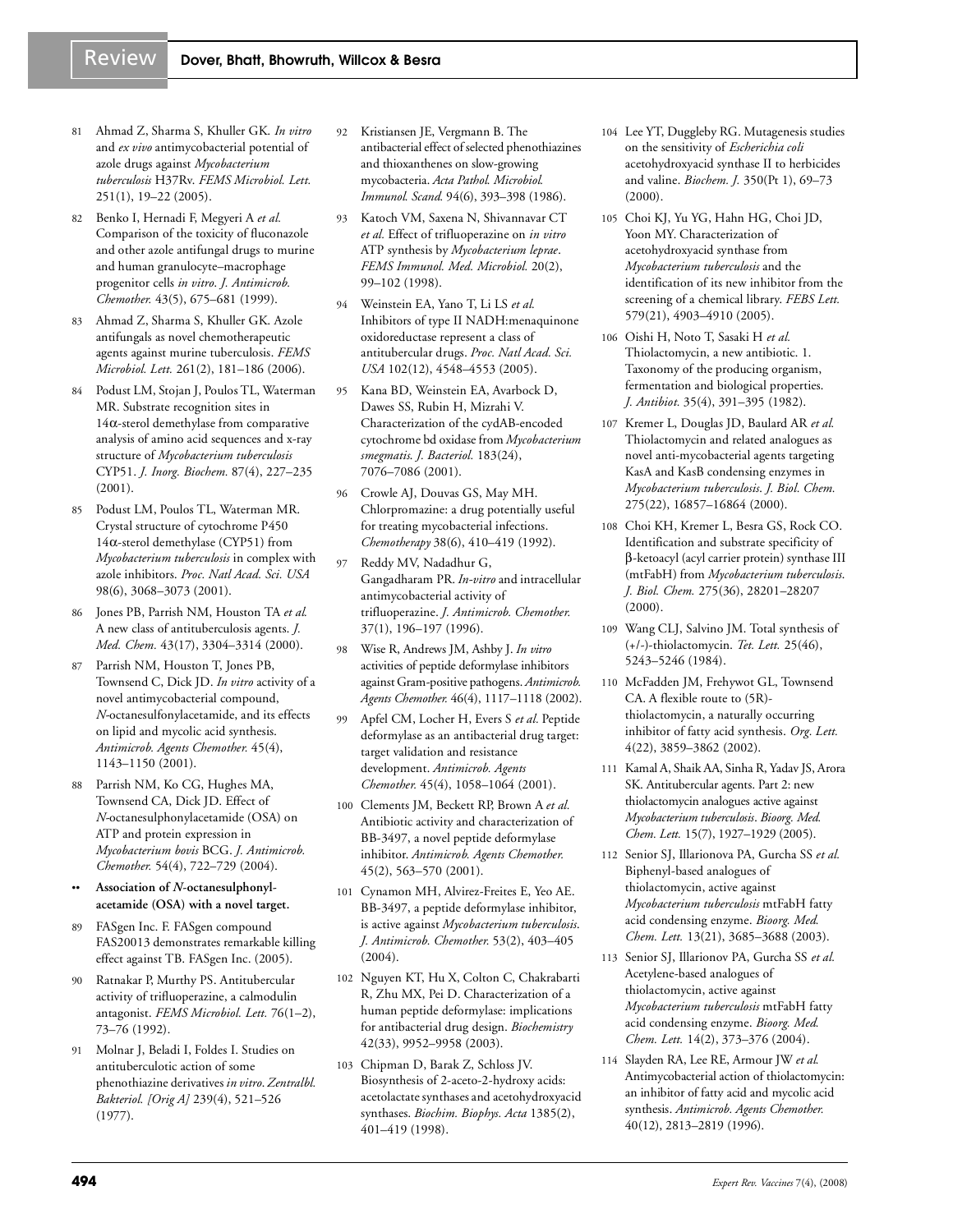81 Ahmad Z, Sharma S, Khuller GK. *In vitro* and *ex vivo* antimycobacterial potential of azole drugs against *Mycobacterium tuberculosis* H37Rv. *FEMS Microbiol. Lett.* 251(1), 19–22 (2005).

82 Benko I, Hernadi F, Megyeri A *et al.* Comparison of the toxicity of fluconazole and other azole antifungal drugs to murine and human granulocyte–macrophage progenitor cells *in vitro*. *J. Antimicrob. Chemother.* 43(5), 675–681 (1999).

83 Ahmad Z, Sharma S, Khuller GK. Azole antifungals as novel chemotherapeutic agents against murine tuberculosis. *FEMS Microbiol. Lett.* 261(2), 181–186 (2006).

84 Podust LM, Stojan J, Poulos TL, Waterman MR. Substrate recognition sites in 14α-sterol demethylase from comparative analysis of amino acid sequences and x-ray structure of *Mycobacterium tuberculosis* CYP51. *J. Inorg. Biochem.* 87(4), 227–235 (2001).

85 Podust LM, Poulos TL, Waterman MR. Crystal structure of cytochrome P450 14α-sterol demethylase (CYP51) from *Mycobacterium tuberculosis* in complex with azole inhibitors. *Proc. Natl Acad. Sci. USA* 98(6), 3068–3073 (2001).

86 Jones PB, Parrish NM, Houston TA *et al.* A new class of antituberculosis agents. *J. Med. Chem.* 43(17), 3304–3314 (2000).

87 Parrish NM, Houston T, Jones PB, Townsend C, Dick JD. *In vitro* activity of a novel antimycobacterial compound, *N*-octanesulfonylacetamide, and its effects on lipid and mycolic acid synthesis. *Antimicrob. Agents Chemother.* 45(4), 1143–1150 (2001).

88 Parrish NM, Ko CG, Hughes MA, Townsend CA, Dick JD. Effect of *N*-octanesulphonylacetamide (OSA) on ATP and protein expression in *Mycobacterium bovis* BCG. *J. Antimicrob. Chemother.* 54(4), 722–729 (2004).

•• **Association of *N*-octanesulphonylacetamide (OSA) with a novel target.**

89 FASgen Inc. F. FASgen compound FAS20013 demonstrates remarkable killing effect against TB. FASgen Inc. (2005).

90 Ratnakar P, Murthy PS. Antitubercular activity of trifluoperazine, a calmodulin antagonist. *FEMS Microbiol. Lett.* 76(1–2), 73–76 (1992).

91 Molnar J, Beladi I, Foldes I. Studies on antituberculotic action of some phenothiazine derivatives *in vitro*. *Zentralbl. Bakteriol. [Orig A]* 239(4), 521–526 (1977).

92 Kristiansen JE, Vergmann B. The antibacterial effect of selected phenothiazines and thioxanthenes on slow-growing mycobacteria. *Acta Pathol. Microbiol. Immunol. Scand.* 94(6), 393–398 (1986).

93 Katoch VM, Saxena N, Shivannavar CT *et al.* Effect of trifluoperazine on *in vitro* ATP synthesis by *Mycobacterium leprae*. *FEMS Immunol. Med. Microbiol.* 20(2), 99–102 (1998).

94 Weinstein EA, Yano T, Li LS *et al.* Inhibitors of type II NADH:menaquinone oxidoreductase represent a class of antitubercular drugs. *Proc. Natl Acad. Sci. USA* 102(12), 4548–4553 (2005).

95 Kana BD, Weinstein EA, Avarbock D, Dawes SS, Rubin H, Mizrahi V. Characterization of the cydAB-encoded cytochrome bd oxidase from *Mycobacterium smegmatis*. *J. Bacteriol.* 183(24), 7076–7086 (2001).

96 Crowle AJ, Douvas GS, May MH. Chlorpromazine: a drug potentially useful for treating mycobacterial infections. *Chemotherapy* 38(6), 410–419 (1992).

97 Reddy MV, Nadadhur G, Gangadharam PR. *In-vitro* and intracellular antimycobacterial activity of trifluoperazine. *J. Antimicrob. Chemother.* 37(1), 196–197 (1996).

98 Wise R, Andrews JM, Ashby J. *In vitro* activities of peptide deformylase inhibitors against Gram-positive pathogens. *Antimicrob. Agents Chemother.* 46(4), 1117–1118 (2002).

99 Apfel CM, Locher H, Evers S *et al.* Peptide deformylase as an antibacterial drug target: target validation and resistance development. *Antimicrob. Agents Chemother.* 45(4), 1058–1064 (2001).

100 Clements JM, Beckett RP, Brown A *et al.* Antibiotic activity and characterization of BB-3497, a novel peptide deformylase inhibitor. *Antimicrob. Agents Chemother.* 45(2), 563–570 (2001).

101 Cynamon MH, Alvirez-Freites E, Yeo AE. BB-3497, a peptide deformylase inhibitor, is active against *Mycobacterium tuberculosis*. *J. Antimicrob. Chemother.* 53(2), 403–405 (2004).

102 Nguyen KT, Hu X, Colton C, Chakrabarti R, Zhu MX, Pei D. Characterization of a human peptide deformylase: implications for antibacterial drug design. *Biochemistry* 42(33), 9952–9958 (2003).

103 Chipman D, Barak Z, Schloss JV. Biosynthesis of 2-aceto-2-hydroxy acids: acetolactate synthases and acetohydroxyacid synthases. *Biochim. Biophys. Acta* 1385(2), 401–419 (1998).

104 Lee YT, Duggleby RG. Mutagenesis studies on the sensitivity of *Escherichia coli* acetohydroxyacid synthase II to herbicides and valine. *Biochem. J.* 350(Pt 1), 69–73 (2000).

105 Choi KJ, Yu YG, Hahn HG, Choi JD, Yoon MY. Characterization of acetohydroxyacid synthase from *Mycobacterium tuberculosis* and the identification of its new inhibitor from the screening of a chemical library. *FEBS Lett.* 579(21), 4903–4910 (2005).

106 Oishi H, Noto T, Sasaki H *et al.* Thiolactomycin, a new antibiotic. 1. Taxonomy of the producing organism, fermentation and biological properties. *J. Antibiot.* 35(4), 391–395 (1982).

107 Kremer L, Douglas JD, Baulard AR *et al.* Thiolactomycin and related analogues as novel anti-mycobacterial agents targeting KasA and KasB condensing enzymes in *Mycobacterium tuberculosis*. *J. Biol. Chem.* 275(22), 16857–16864 (2000).

108 Choi KH, Kremer L, Besra GS, Rock CO. Identification and substrate specificity of β-ketoacyl (acyl carrier protein) synthase III (mtFabH) from *Mycobacterium tuberculosis*. *J. Biol. Chem.* 275(36), 28201–28207 (2000).

109 Wang CLJ, Salvino JM. Total synthesis of (+/-)-thiolactomycin. *Tet. Lett.* 25(46), 5243–5246 (1984).

110 McFadden JM, Frehywot GL, Townsend CA. A flexible route to (5R)-thiolactomycin, a naturally occurring inhibitor of fatty acid synthesis. *Org. Lett.* 4(22), 3859–3862 (2002).

111 Kamal A, Shaik AA, Sinha R, Yadav JS, Arora SK. Antitubercular agents. Part 2: new thiolactomycin analogues active against *Mycobacterium tuberculosis*. *Bioorg. Med. Chem. Lett.* 15(7), 1927–1929 (2005).

112 Senior SJ, Illarionova PA, Gurcha SS *et al.* Biphenyl-based analogues of thiolactomycin, active against *Mycobacterium tuberculosis* mtFabH fatty acid condensing enzyme. *Bioorg. Med. Chem. Lett.* 13(21), 3685–3688 (2003).

113 Senior SJ, Illarionov PA, Gurcha SS *et al.* Acetylene-based analogues of thiolactomycin, active against *Mycobacterium tuberculosis* mtFabH fatty acid condensing enzyme. *Bioorg. Med. Chem. Lett.* 14(2), 373–376 (2004).

114 Slayden RA, Lee RE, Armour JW *et al.* Antimycobacterial action of thiolactomycin: an inhibitor of fatty acid and mycolic acid synthesis. *Antimicrob. Agents Chemother.* 40(12), 2813–2819 (1996).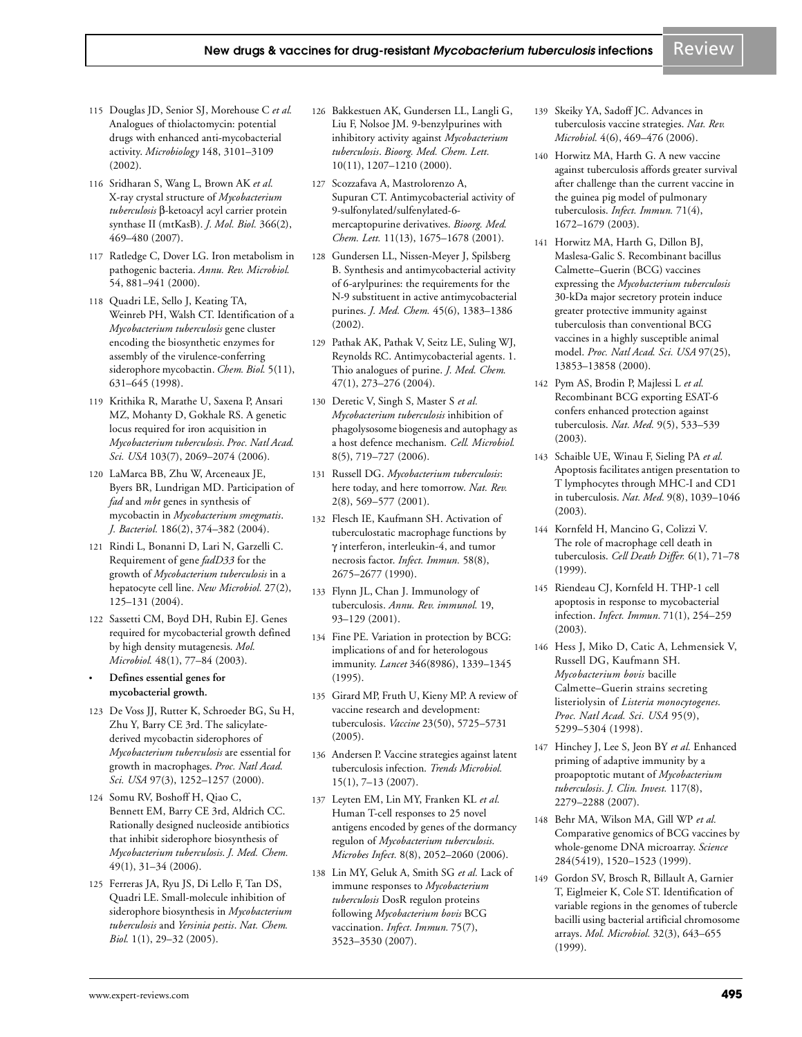115 Douglas JD, Senior SJ, Morehouse C *et al.* Analogues of thiolactomycin: potential drugs with enhanced anti-mycobacterial activity. *Microbiology* 148, 3101–3109 (2002).

116 Sridharan S, Wang L, Brown AK *et al.* X-ray crystal structure of *Mycobacterium tuberculosis* β-ketoacyl acyl carrier protein synthase II (mtKasB). *J. Mol. Biol.* 366(2), 469–480 (2007).

117 Ratledge C, Dover LG. Iron metabolism in pathogenic bacteria. *Annu. Rev. Microbiol.* 54, 881–941 (2000).

118 Quadri LE, Sello J, Keating TA, Weinreb PH, Walsh CT. Identification of a *Mycobacterium tuberculosis* gene cluster encoding the biosynthetic enzymes for assembly of the virulence-conferring siderophore mycobactin. *Chem. Biol.* 5(11), 631–645 (1998).

119 Krithika R, Marathe U, Saxena P, Ansari MZ, Mohanty D, Gokhale RS. A genetic locus required for iron acquisition in *Mycobacterium tuberculosis*. *Proc. Natl Acad. Sci. USA* 103(7), 2069–2074 (2006).

120 LaMarca BB, Zhu W, Arceneaux JE, Byers BR, Lundrigan MD. Participation of *fad* and *mbt* genes in synthesis of mycobactin in *Mycobacterium smegmatis*. *J. Bacteriol.* 186(2), 374–382 (2004).

121 Rindi L, Bonanni D, Lari N, Garzelli C. Requirement of gene *fadD33* for the growth of *Mycobacterium tuberculosis* in a hepatocyte cell line. *New Microbiol.* 27(2), 125–131 (2004).

122 Sassetti CM, Boyd DH, Rubin EJ. Genes required for mycobacterial growth defined by high density mutagenesis. *Mol. Microbiol.* 48(1), 77–84 (2003).

- **Defines essential genes for mycobacterial growth.**

123 De Voss JJ, Rutter K, Schroeder BG, Su H, Zhu Y, Barry CE 3rd. The salicylate-derived mycobactin siderophores of *Mycobacterium tuberculosis* are essential for growth in macrophages. *Proc. Natl Acad. Sci. USA* 97(3), 1252–1257 (2000).

124 Somu RV, Boshoff H, Qiao C, Bennett EM, Barry CE 3rd, Aldrich CC. Rationally designed nucleoside antibiotics that inhibit siderophore biosynthesis of *Mycobacterium tuberculosis*. *J. Med. Chem.* 49(1), 31–34 (2006).

125 Ferreras JA, Ryu JS, Di Lello F, Tan DS, Quadri LE. Small-molecule inhibition of siderophore biosynthesis in *Mycobacterium tuberculosis* and *Yersinia pestis*. *Nat. Chem. Biol.* 1(1), 29–32 (2005).

126 Bakkestuen AK, Gundersen LL, Langli G, Liu F, Nolsoe JM. 9-benzylpurines with inhibitory activity against *Mycobacterium tuberculosis*. *Bioorg. Med. Chem. Lett.* 10(11), 1207–1210 (2000).

127 Scozzafava A, Mastrolorenzo A, Supuran CT. Antimycobacterial activity of 9-sulfonylated/sulfenylated-6-mercaptopurine derivatives. *Bioorg. Med. Chem. Lett.* 11(13), 1675–1678 (2001).

128 Gundersen LL, Nissen-Meyer J, Spilsberg B. Synthesis and antimycobacterial activity of 6-arylpurines: the requirements for the N-9 substituent in active antimycobacterial purines. *J. Med. Chem.* 45(6), 1383–1386 (2002).

129 Pathak AK, Pathak V, Seitz LE, Suling WJ, Reynolds RC. Antimycobacterial agents. 1. Thio analogues of purine. *J. Med. Chem.* 47(1), 273–276 (2004).

130 Deretic V, Singh S, Master S *et al.* *Mycobacterium tuberculosis* inhibition of phagolysosome biogenesis and autophagy as a host defence mechanism. *Cell. Microbiol.* 8(5), 719–727 (2006).

131 Russell DG. *Mycobacterium tuberculosis*: here today, and here tomorrow. *Nat. Rev.* 2(8), 569–577 (2001).

132 Flesch IE, Kaufmann SH. Activation of tuberculostatic macrophage functions by γ interferon, interleukin-4, and tumor necrosis factor. *Infect. Immun.* 58(8), 2675–2677 (1990).

133 Flynn JL, Chan J. Immunology of tuberculosis. *Annu. Rev. immunol.* 19, 93–129 (2001).

134 Fine PE. Variation in protection by BCG: implications of and for heterologous immunity. *Lancet* 346(8986), 1339–1345 (1995).

135 Girard MP, Fruth U, Kieny MP. A review of vaccine research and development: tuberculosis. *Vaccine* 23(50), 5725–5731 (2005).

136 Andersen P. Vaccine strategies against latent tuberculosis infection. *Trends Microbiol.* 15(1), 7–13 (2007).

137 Leyten EM, Lin MY, Franken KL *et al.* Human T-cell responses to 25 novel antigens encoded by genes of the dormancy regulon of *Mycobacterium tuberculosis*. *Microbes Infect.* 8(8), 2052–2060 (2006).

138 Lin MY, Geluk A, Smith SG *et al.* Lack of immune responses to *Mycobacterium tuberculosis* DosR regulon proteins following *Mycobacterium bovis* BCG vaccination. *Infect. Immun.* 75(7), 3523–3530 (2007).

139 Skeiky YA, Sadoff JC. Advances in tuberculosis vaccine strategies. *Nat. Rev. Microbiol.* 4(6), 469–476 (2006).

140 Horwitz MA, Harth G. A new vaccine against tuberculosis affords greater survival after challenge than the current vaccine in the guinea pig model of pulmonary tuberculosis. *Infect. Immun.* 71(4), 1672–1679 (2003).

141 Horwitz MA, Harth G, Dillon BJ, Maslesa-Galic S. Recombinant bacillus Calmette–Guerin (BCG) vaccines expressing the *Mycobacterium tuberculosis* 30-kDa major secretory protein induce greater protective immunity against tuberculosis than conventional BCG vaccines in a highly susceptible animal model. *Proc. Natl Acad. Sci. USA* 97(25), 13853–13858 (2000).

142 Pym AS, Brodin P, Majlessi L *et al.* Recombinant BCG exporting ESAT-6 confers enhanced protection against tuberculosis. *Nat. Med.* 9(5), 533–539 (2003).

143 Schaible UE, Winau F, Sieling PA *et al.* Apoptosis facilitates antigen presentation to T lymphocytes through MHC-I and CD1 in tuberculosis. *Nat. Med.* 9(8), 1039–1046 (2003).

144 Kornfeld H, Mancino G, Colizzi V. The role of macrophage cell death in tuberculosis. *Cell Death Differ.* 6(1), 71–78 (1999).

145 Riendeau CJ, Kornfeld H. THP-1 cell apoptosis in response to mycobacterial infection. *Infect. Immun.* 71(1), 254–259 (2003).

146 Hess J, Miko D, Catic A, Lehmensiek V, Russell DG, Kaufmann SH. *Mycobacterium bovis* bacille Calmette–Guerin strains secreting listeriolysin of *Listeria monocytogenes*. *Proc. Natl Acad. Sci. USA* 95(9), 5299–5304 (1998).

147 Hinchey J, Lee S, Jeon BY *et al.* Enhanced priming of adaptive immunity by a proapoptotic mutant of *Mycobacterium tuberculosis*. *J. Clin. Invest.* 117(8), 2279–2288 (2007).

148 Behr MA, Wilson MA, Gill WP *et al.* Comparative genomics of BCG vaccines by whole-genome DNA microarray. *Science* 284(5419), 1520–1523 (1999).

149 Gordon SV, Brosch R, Billault A, Garnier T, Eiglmeier K, Cole ST. Identification of variable regions in the genomes of tubercle bacilli using bacterial artificial chromosome arrays. *Mol. Microbiol.* 32(3), 643–655 (1999).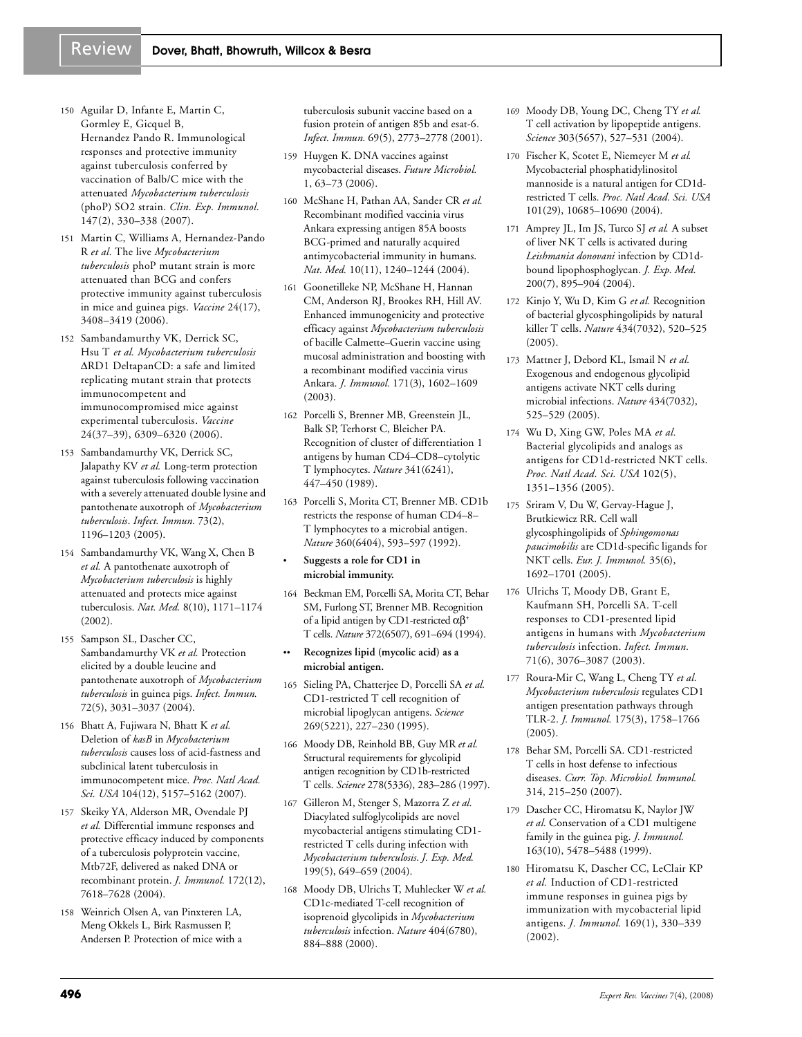150 Aguilar D, Infante E, Martin C, Gormley E, Gicquel B, Hernandez Pando R. Immunological responses and protective immunity against tuberculosis conferred by vaccination of Balb/C mice with the attenuated *Mycobacterium tuberculosis* (phoP) SO2 strain. *Clin. Exp. Immunol.* 147(2), 330–338 (2007).

151 Martin C, Williams A, Hernandez-Pando R *et al.* The live *Mycobacterium tuberculosis* phoP mutant strain is more attenuated than BCG and confers protective immunity against tuberculosis in mice and guinea pigs. *Vaccine* 24(17), 3408–3419 (2006).

152 Sambandamurthy VK, Derrick SC, Hsu T *et al. Mycobacterium tuberculosis* ΔRD1 DeltapanCD: a safe and limited replicating mutant strain that protects immunocompetent and immunocompromised mice against experimental tuberculosis. *Vaccine* 24(37–39), 6309–6320 (2006).

153 Sambandamurthy VK, Derrick SC, Jalapathy KV *et al.* Long-term protection against tuberculosis following vaccination with a severely attenuated double lysine and pantothenate auxotroph of *Mycobacterium tuberculosis*. *Infect. Immun.* 73(2), 1196–1203 (2005).

154 Sambandamurthy VK, Wang X, Chen B *et al.* A pantothenate auxotroph of *Mycobacterium tuberculosis* is highly attenuated and protects mice against tuberculosis. *Nat. Med.* 8(10), 1171–1174 (2002).

155 Sampson SL, Dascher CC, Sambandamurthy VK *et al.* Protection elicited by a double leucine and pantothenate auxotroph of *Mycobacterium tuberculosis* in guinea pigs. *Infect. Immun.* 72(5), 3031–3037 (2004).

156 Bhatt A, Fujiwara N, Bhatt K *et al.* Deletion of *kasB* in *Mycobacterium tuberculosis* causes loss of acid-fastness and subclinical latent tuberculosis in immunocompetent mice. *Proc. Natl Acad. Sci. USA* 104(12), 5157–5162 (2007).

157 Skeiky YA, Alderson MR, Ovendale PJ *et al.* Differential immune responses and protective efficacy induced by components of a tuberculosis polyprotein vaccine, Mtb72F, delivered as naked DNA or recombinant protein. *J. Immunol.* 172(12), 7618–7628 (2004).

158 Weinrich Olsen A, van Pinxteren LA, Meng Okkels L, Birk Rasmussen P, Andersen P. Protection of mice with a tuberculosis subunit vaccine based on a fusion protein of antigen 85b and esat-6. *Infect. Immun.* 69(5), 2773–2778 (2001).

159 Huygen K. DNA vaccines against mycobacterial diseases. *Future Microbiol.* 1, 63–73 (2006).

160 McShane H, Pathan AA, Sander CR *et al.* Recombinant modified vaccinia virus Ankara expressing antigen 85A boosts BCG-primed and naturally acquired antimycobacterial immunity in humans. *Nat. Med.* 10(11), 1240–1244 (2004).

161 Goonetilleke NP, McShane H, Hannan CM, Anderson RJ, Brookes RH, Hill AV. Enhanced immunogenicity and protective efficacy against *Mycobacterium tuberculosis* of bacille Calmette–Guerin vaccine using mucosal administration and boosting with a recombinant modified vaccinia virus Ankara. *J. Immunol.* 171(3), 1602–1609 (2003).

162 Porcelli S, Brenner MB, Greenstein JL, Balk SP, Terhorst C, Bleicher PA. Recognition of cluster of differentiation 1 antigens by human CD4–CD8–cytolytic T lymphocytes. *Nature* 341(6241), 447–450 (1989).

163 Porcelli S, Morita CT, Brenner MB. CD1b restricts the response of human CD4–8– T lymphocytes to a microbial antigen. *Nature* 360(6404), 593–597 (1992).

- **Suggests a role for CD1 in microbial immunity.**

164 Beckman EM, Porcelli SA, Morita CT, Behar SM, Furlong ST, Brenner MB. Recognition of a lipid antigen by CD1-restricted $\alpha\beta^+$ T cells. *Nature* 372(6507), 691–694 (1994).

- •• **Recognizes lipid (mycolic acid) as a microbial antigen.**

165 Sieling PA, Chatterjee D, Porcelli SA *et al.* CD1-restricted T cell recognition of microbial lipoglycan antigens. *Science* 269(5221), 227–230 (1995).

166 Moody DB, Reinhold BB, Guy MR *et al.* Structural requirements for glycolipid antigen recognition by CD1b-restricted T cells. *Science* 278(5336), 283–286 (1997).

167 Gilleron M, Stenger S, Mazorra Z *et al.* Diacylated sulfoglycolipids are novel mycobacterial antigens stimulating CD1-restricted T cells during infection with *Mycobacterium tuberculosis*. *J. Exp. Med.* 199(5), 649–659 (2004).

168 Moody DB, Ulrichs T, Muhlecker W *et al.* CD1c-mediated T-cell recognition of isoprenoid glycolipids in *Mycobacterium tuberculosis* infection. *Nature* 404(6780), 884–888 (2000).

169 Moody DB, Young DC, Cheng TY *et al.* T cell activation by lipopeptide antigens. *Science* 303(5657), 527–531 (2004).

170 Fischer K, Scotet E, Niemeyer M *et al.* Mycobacterial phosphatidylinositol mannoside is a natural antigen for CD1d-restricted T cells. *Proc. Natl Acad. Sci. USA* 101(29), 10685–10690 (2004).

171 Amprey JL, Im JS, Turco SJ *et al.* A subset of liver NK T cells is activated during *Leishmania donovani* infection by CD1d-bound lipophosphoglycan. *J. Exp. Med.* 200(7), 895–904 (2004).

172 Kinjo Y, Wu D, Kim G *et al.* Recognition of bacterial glycosphingolipids by natural killer T cells. *Nature* 434(7032), 520–525 (2005).

173 Mattner J, Debord KL, Ismail N *et al.* Exogenous and endogenous glycolipid antigens activate NKT cells during microbial infections. *Nature* 434(7032), 525–529 (2005).

174 Wu D, Xing GW, Poles MA *et al.* Bacterial glycolipids and analogs as antigens for CD1d-restricted NKT cells. *Proc. Natl Acad. Sci. USA* 102(5), 1351–1356 (2005).

175 Sriram V, Du W, Gervay-Hague J, Brutkiewicz RR. Cell wall glycosphingolipids of *Sphingomonas paucimobilis* are CD1d-specific ligands for NKT cells. *Eur. J. Immunol.* 35(6), 1692–1701 (2005).

176 Ulrichs T, Moody DB, Grant E, Kaufmann SH, Porcelli SA. T-cell responses to CD1-presented lipid antigens in humans with *Mycobacterium tuberculosis* infection. *Infect. Immun.* 71(6), 3076–3087 (2003).

177 Roura-Mir C, Wang L, Cheng TY *et al. Mycobacterium tuberculosis* regulates CD1 antigen presentation pathways through TLR-2. *J. Immunol.* 175(3), 1758–1766 (2005).

178 Behar SM, Porcelli SA. CD1-restricted T cells in host defense to infectious diseases. *Curr. Top. Microbiol. Immunol.* 314, 215–250 (2007).

179 Dascher CC, Hiromatsu K, Naylor JW *et al.* Conservation of a CD1 multigene family in the guinea pig. *J. Immunol.* 163(10), 5478–5488 (1999).

180 Hiromatsu K, Dascher CC, LeClair KP *et al.* Induction of CD1-restricted immune responses in guinea pigs by immunization with mycobacterial lipid antigens. *J. Immunol.* 169(1), 330–339 (2002).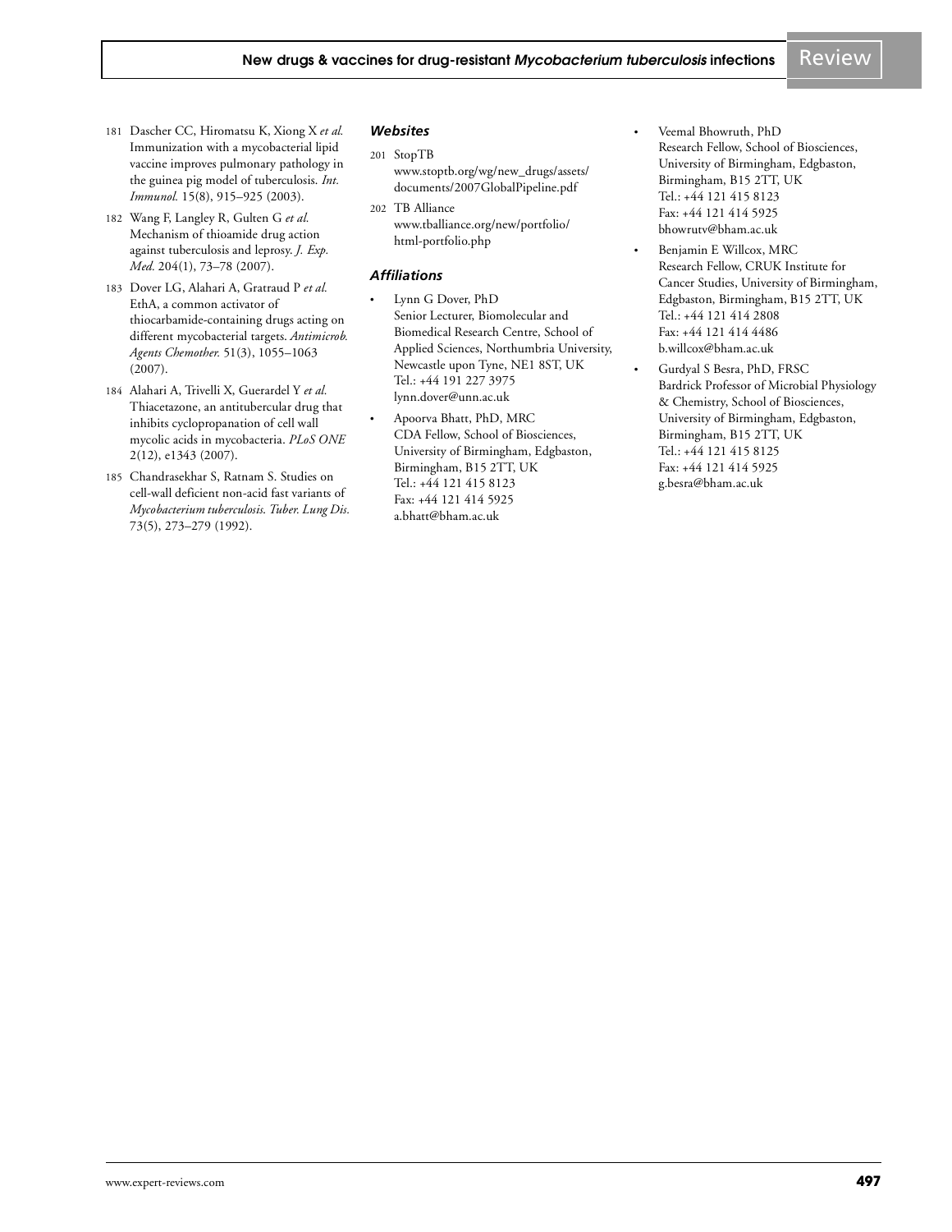181 Dascher CC, Hiromatsu K, Xiong X *et al.* Immunization with a mycobacterial lipid vaccine improves pulmonary pathology in the guinea pig model of tuberculosis. *Int. Immunol.* 15(8), 915–925 (2003).

182 Wang F, Langley R, Gulten G *et al.* Mechanism of thioamide drug action against tuberculosis and leprosy. *J. Exp. Med.* 204(1), 73–78 (2007).

183 Dover LG, Alahari A, Gratraud P *et al.* EthA, a common activator of thiocarbamide-containing drugs acting on different mycobacterial targets. *Antimicrob. Agents Chemother.* 51(3), 1055–1063 (2007).

184 Alahari A, Trivelli X, Guerardel Y *et al.* Thiacetazone, an antitubercular drug that inhibits cyclopropanation of cell wall mycolic acids in mycobacteria. *PLoS ONE* 2(12), e1343 (2007).

185 Chandrasekhar S, Ratnam S. Studies on cell-wall deficient non-acid fast variants of *Mycobacterium tuberculosis*. *Tuber. Lung Dis.* 73(5), 273–279 (1992).

### *Websites*

201 StopTB
www.stoptb.org/wg/new_drugs/assets/documents/2007GlobalPipeline.pdf

202 TB Alliance
www.tballiance.org/new/portfolio/html-portfolio.php

### *Affiliations*

- Lynn G Dover, PhD
  Senior Lecturer, Biomolecular and Biomedical Research Centre, School of Applied Sciences, Northumbria University, Newcastle upon Tyne, NE1 8ST, UK
  Tel.: +44 191 227 3975
  lynn.dover@unn.ac.uk
- Apoorva Bhatt, PhD, MRC
  CDA Fellow, School of Biosciences, University of Birmingham, Edgbaston, Birmingham, B15 2TT, UK
  Tel.: +44 121 415 8123
  Fax: +44 121 414 5925
  a.bhatt@bham.ac.uk
- Veemal Bhowruth, PhD
  Research Fellow, School of Biosciences, University of Birmingham, Edgbaston, Birmingham, B15 2TT, UK
  Tel.: +44 121 415 8123
  Fax: +44 121 414 5925
  bhowrutv@bham.ac.uk
- Benjamin E Willcox, MRC
  Research Fellow, CRUK Institute for Cancer Studies, University of Birmingham, Edgbaston, Birmingham, B15 2TT, UK
  Tel.: +44 121 414 2808
  Fax: +44 121 414 4486
  b.willcox@bham.ac.uk
- Gurdyal S Besra, PhD, FRSC
  Bardrick Professor of Microbial Physiology & Chemistry, School of Biosciences, University of Birmingham, Edgbaston, Birmingham, B15 2TT, UK
  Tel.: +44 121 415 8125
  Fax: +44 121 414 5925
  g.besra@bham.ac.uk